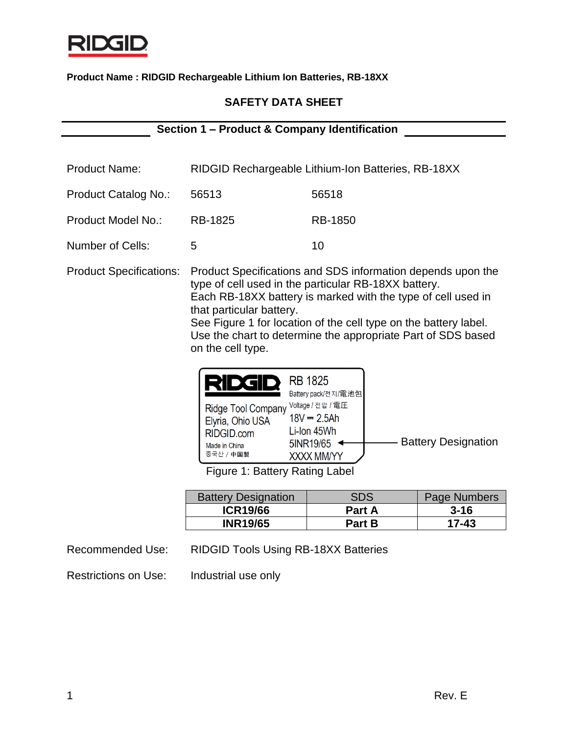RIDGID

**Product Name : RIDGID Rechargeable Lithium Ion Batteries, RB-18XX**

# SAFETY DATA SHEET

## Section 1 – Product & Company Identification

| | | |
|---|---|---|
| Product Name: | RIDGID Rechargeable Lithium-Ion Batteries, RB-18XX | |
| Product Catalog No.: | 56513 | 56518 |
| Product Model No.: | RB-1825 | RB-1850 |
| Number of Cells: | 5 | 10 |

Product Specifications: Product Specifications and SDS information depends upon the type of cell used in the particular RB-18XX battery.
Each RB-18XX battery is marked with the type of cell used in that particular battery.
See Figure 1 for location of the cell type on the battery label.
Use the chart to determine the appropriate Part of SDS based on the cell type.

RIDGID
Ridge Tool Company
Elyria, Ohio USA
RIDGID.com
Made in China
중국산 / 中国製

RB 1825
Battery pack/전지/電池包
Voltage / 전압 / 電圧
18V ⎓ 2.5Ah
Li-Ion 45Wh
5INR19/65 ← Battery Designation
XXXX MM/YY

Figure 1: Battery Rating Label

| Battery Designation | SDS | Page Numbers |
|---|---|---|
| **ICR19/66** | **Part A** | **3-16** |
| **INR19/65** | **Part B** | **17-43** |

Recommended Use: RIDGID Tools Using RB-18XX Batteries

Restrictions on Use: Industrial use only

Rev. E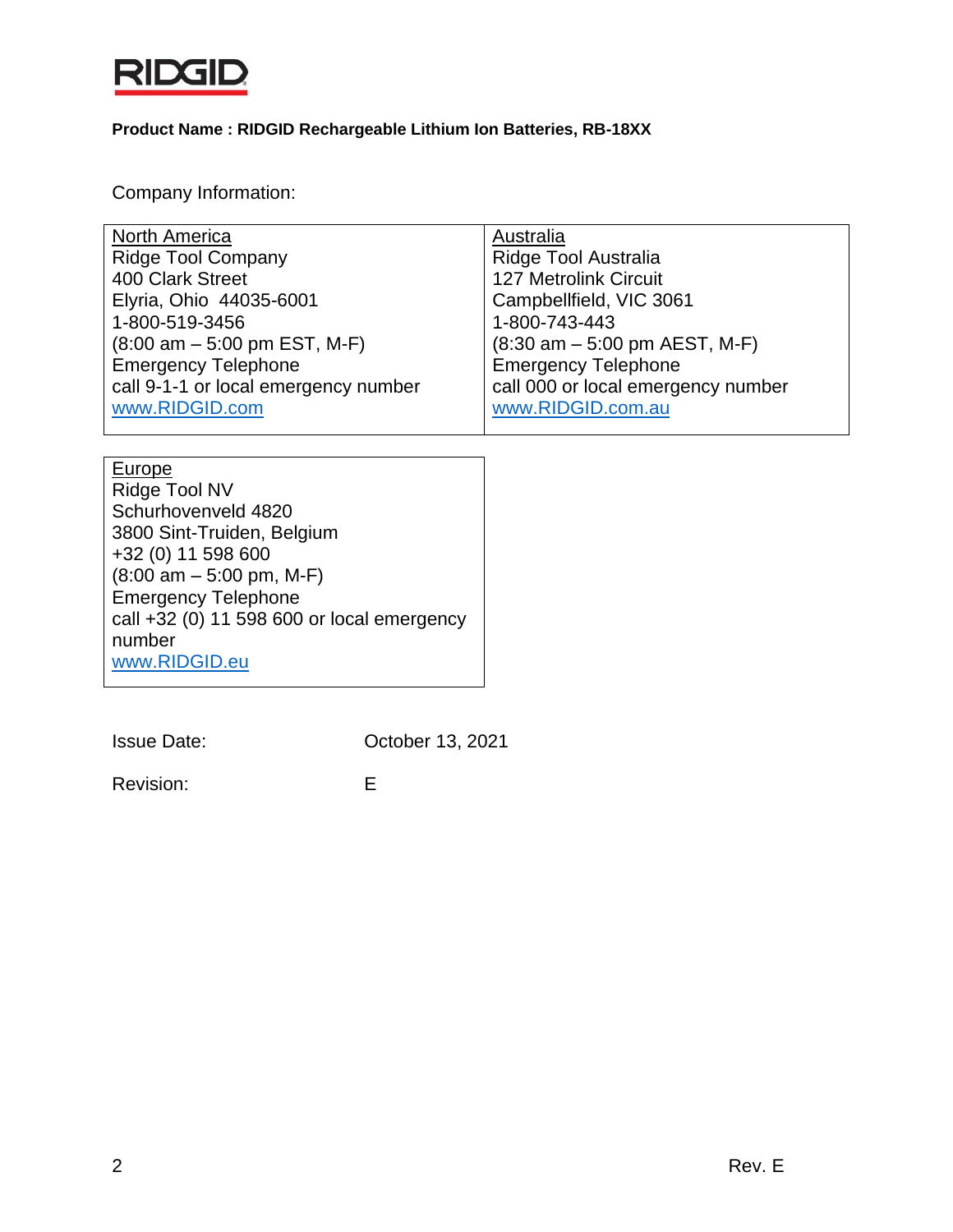RIDGID

**Product Name : RIDGID Rechargeable Lithium Ion Batteries, RB-18XX**

Company Information:

| North America | Australia |
|---|---|
| Ridge Tool Company<br>400 Clark Street<br>Elyria, Ohio 44035-6001<br>1-800-519-3456<br>(8:00 am – 5:00 pm EST, M-F)<br>Emergency Telephone<br>call 9-1-1 or local emergency number<br>www.RIDGID.com | Ridge Tool Australia<br>127 Metrolink Circuit<br>Campbellfield, VIC 3061<br>1-800-743-443<br>(8:30 am – 5:00 pm AEST, M-F)<br>Emergency Telephone<br>call 000 or local emergency number<br>www.RIDGID.com.au |

| Europe |
|---|
| Ridge Tool NV<br>Schurhovenveld 4820<br>3800 Sint-Truiden, Belgium<br>+32 (0) 11 598 600<br>(8:00 am – 5:00 pm, M-F)<br>Emergency Telephone<br>call +32 (0) 11 598 600 or local emergency number<br>www.RIDGID.eu |

Issue Date: October 13, 2021

Revision: E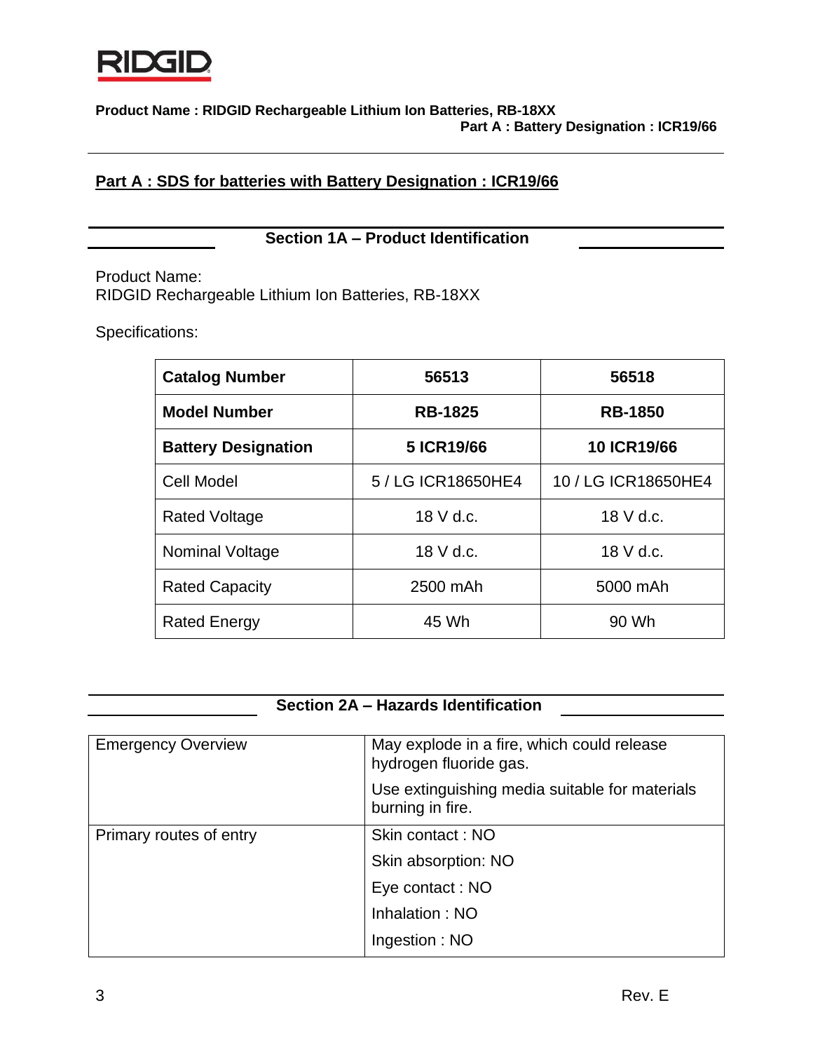## Part A : SDS for batteries with Battery Designation : ICR19/66

### Section 1A – Product Identification

Product Name:
RIDGID Rechargeable Lithium Ion Batteries, RB-18XX

Specifications:

| **Catalog Number** | **56513** | **56518** |
|---|---|---|
| **Model Number** | **RB-1825** | **RB-1850** |
| **Battery Designation** | **5 ICR19/66** | **10 ICR19/66** |
| Cell Model | 5 / LG ICR18650HE4 | 10 / LG ICR18650HE4 |
| Rated Voltage | 18 V d.c. | 18 V d.c. |
| Nominal Voltage | 18 V d.c. | 18 V d.c. |
| Rated Capacity | 2500 mAh | 5000 mAh |
| Rated Energy | 45 Wh | 90 Wh |

### Section 2A – Hazards Identification

| | |
|---|---|
| Emergency Overview | May explode in a fire, which could release hydrogen fluoride gas.<br>Use extinguishing media suitable for materials burning in fire. |
| Primary routes of entry | Skin contact : NO<br>Skin absorption: NO<br>Eye contact : NO<br>Inhalation : NO<br>Ingestion : NO |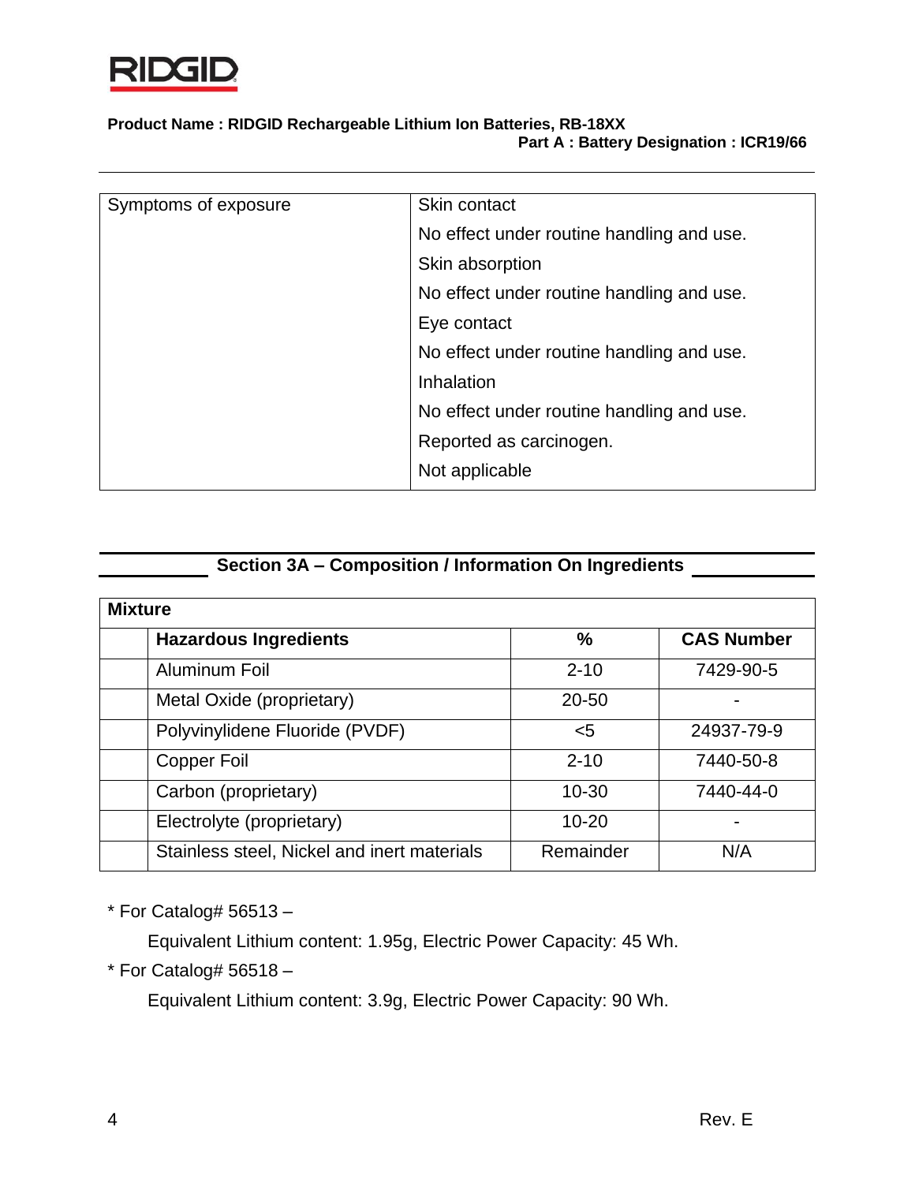| Symptoms of exposure | Skin contact |
|---|---|
| | No effect under routine handling and use. |
| | Skin absorption |
| | No effect under routine handling and use. |
| | Eye contact |
| | No effect under routine handling and use. |
| | Inhalation |
| | No effect under routine handling and use. |
| | Reported as carcinogen. |
| | Not applicable |

## Section 3A – Composition / Information On Ingredients

**Mixture**

| | Hazardous Ingredients | % | CAS Number |
|---|---|---|---|
| | Aluminum Foil | 2-10 | 7429-90-5 |
| | Metal Oxide (proprietary) | 20-50 | - |
| | Polyvinylidene Fluoride (PVDF) | <5 | 24937-79-9 |
| | Copper Foil | 2-10 | 7440-50-8 |
| | Carbon (proprietary) | 10-30 | 7440-44-0 |
| | Electrolyte (proprietary) | 10-20 | - |
| | Stainless steel, Nickel and inert materials | Remainder | N/A |

* For Catalog# 56513 –

Equivalent Lithium content: 1.95g, Electric Power Capacity: 45 Wh.

* For Catalog# 56518 –

Equivalent Lithium content: 3.9g, Electric Power Capacity: 90 Wh.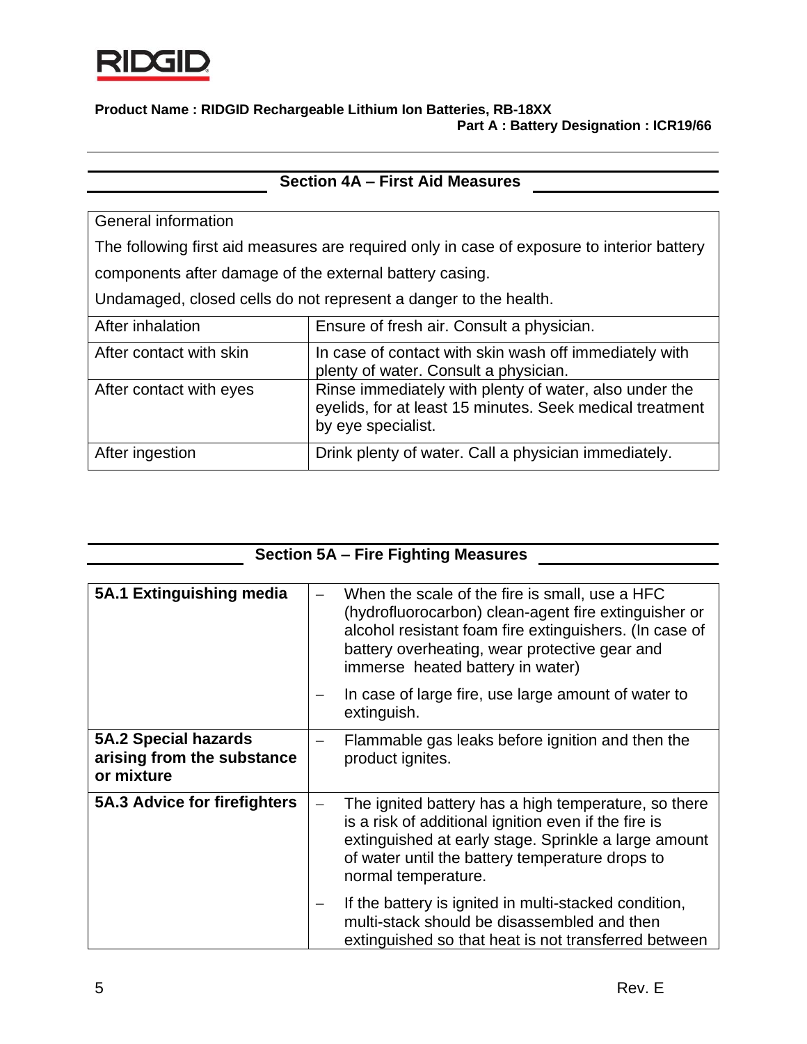## Section 4A – First Aid Measures

| General information | |
|---|---|
| The following first aid measures are required only in case of exposure to interior battery components after damage of the external battery casing. Undamaged, closed cells do not represent a danger to the health. | |
| After inhalation | Ensure of fresh air. Consult a physician. |
| After contact with skin | In case of contact with skin wash off immediately with plenty of water. Consult a physician. |
| After contact with eyes | Rinse immediately with plenty of water, also under the eyelids, for at least 15 minutes. Seek medical treatment by eye specialist. |
| After ingestion | Drink plenty of water. Call a physician immediately. |

## Section 5A – Fire Fighting Measures

| | |
|---|---|
| **5A.1 Extinguishing media** | – When the scale of the fire is small, use a HFC (hydrofluorocarbon) clean-agent fire extinguisher or alcohol resistant foam fire extinguishers. (In case of battery overheating, wear protective gear and immerse heated battery in water)<br>– In case of large fire, use large amount of water to extinguish. |
| **5A.2 Special hazards arising from the substance or mixture** | – Flammable gas leaks before ignition and then the product ignites. |
| **5A.3 Advice for firefighters** | – The ignited battery has a high temperature, so there is a risk of additional ignition even if the fire is extinguished at early stage. Sprinkle a large amount of water until the battery temperature drops to normal temperature.<br>– If the battery is ignited in multi-stacked condition, multi-stack should be disassembled and then extinguished so that heat is not transferred between |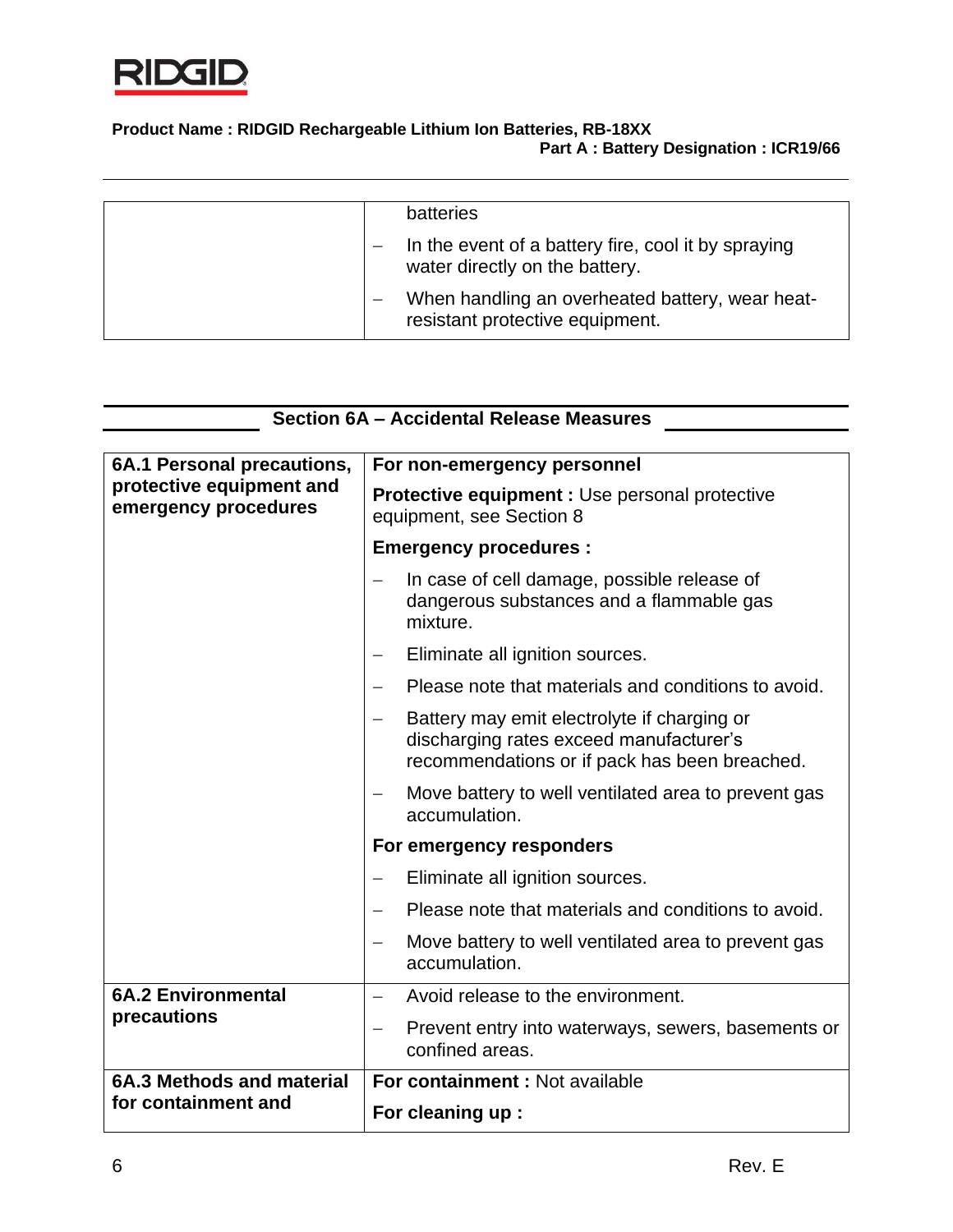| | |
|---|---|
| | batteries<br>– In the event of a battery fire, cool it by spraying water directly on the battery.<br>– When handling an overheated battery, wear heat-resistant protective equipment. |

## Section 6A – Accidental Release Measures

| | |
|---|---|
| **6A.1 Personal precautions, protective equipment and emergency procedures** | **For non-emergency personnel**<br>**Protective equipment :** Use personal protective equipment, see Section 8<br>**Emergency procedures :**<br>– In case of cell damage, possible release of dangerous substances and a flammable gas mixture.<br>– Eliminate all ignition sources.<br>– Please note that materials and conditions to avoid.<br>– Battery may emit electrolyte if charging or discharging rates exceed manufacturer's recommendations or if pack has been breached.<br>– Move battery to well ventilated area to prevent gas accumulation.<br>**For emergency responders**<br>– Eliminate all ignition sources.<br>– Please note that materials and conditions to avoid.<br>– Move battery to well ventilated area to prevent gas accumulation. |
| **6A.2 Environmental precautions** | – Avoid release to the environment.<br>– Prevent entry into waterways, sewers, basements or confined areas. |
| **6A.3 Methods and material for containment and** | **For containment :** Not available<br>**For cleaning up :** |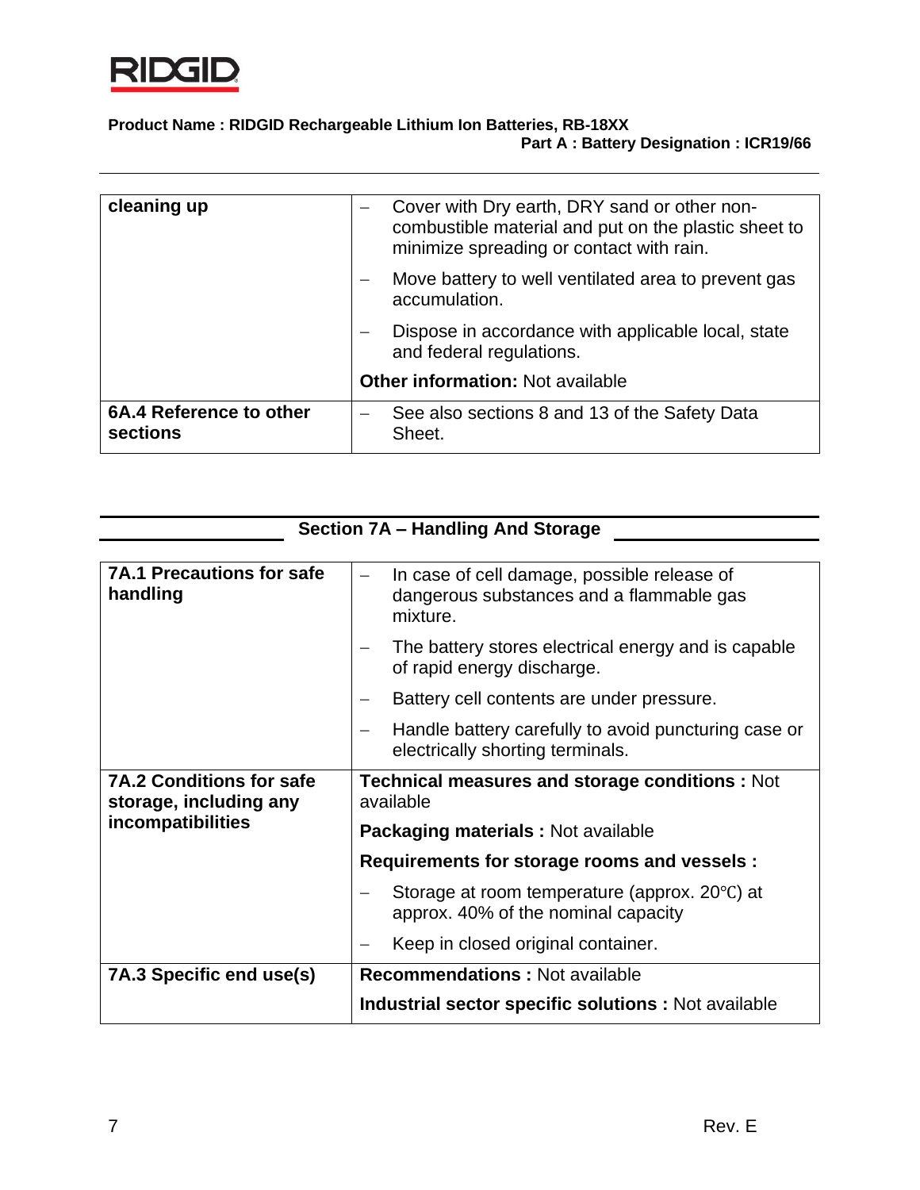| | |
|---|---|
| **cleaning up** | – Cover with Dry earth, DRY sand or other non-combustible material and put on the plastic sheet to minimize spreading or contact with rain.<br>– Move battery to well ventilated area to prevent gas accumulation.<br>– Dispose in accordance with applicable local, state and federal regulations.<br>**Other information:** Not available |
| **6A.4 Reference to other sections** | – See also sections 8 and 13 of the Safety Data Sheet. |

## Section 7A – Handling And Storage

| | |
|---|---|
| **7A.1 Precautions for safe handling** | – In case of cell damage, possible release of dangerous substances and a flammable gas mixture.<br>– The battery stores electrical energy and is capable of rapid energy discharge.<br>– Battery cell contents are under pressure.<br>– Handle battery carefully to avoid puncturing case or electrically shorting terminals. |
| **7A.2 Conditions for safe storage, including any incompatibilities** | **Technical measures and storage conditions :** Not available<br>**Packaging materials :** Not available<br>**Requirements for storage rooms and vessels :**<br>– Storage at room temperature (approx. 20℃) at approx. 40% of the nominal capacity<br>– Keep in closed original container. |
| **7A.3 Specific end use(s)** | **Recommendations :** Not available<br>**Industrial sector specific solutions :** Not available |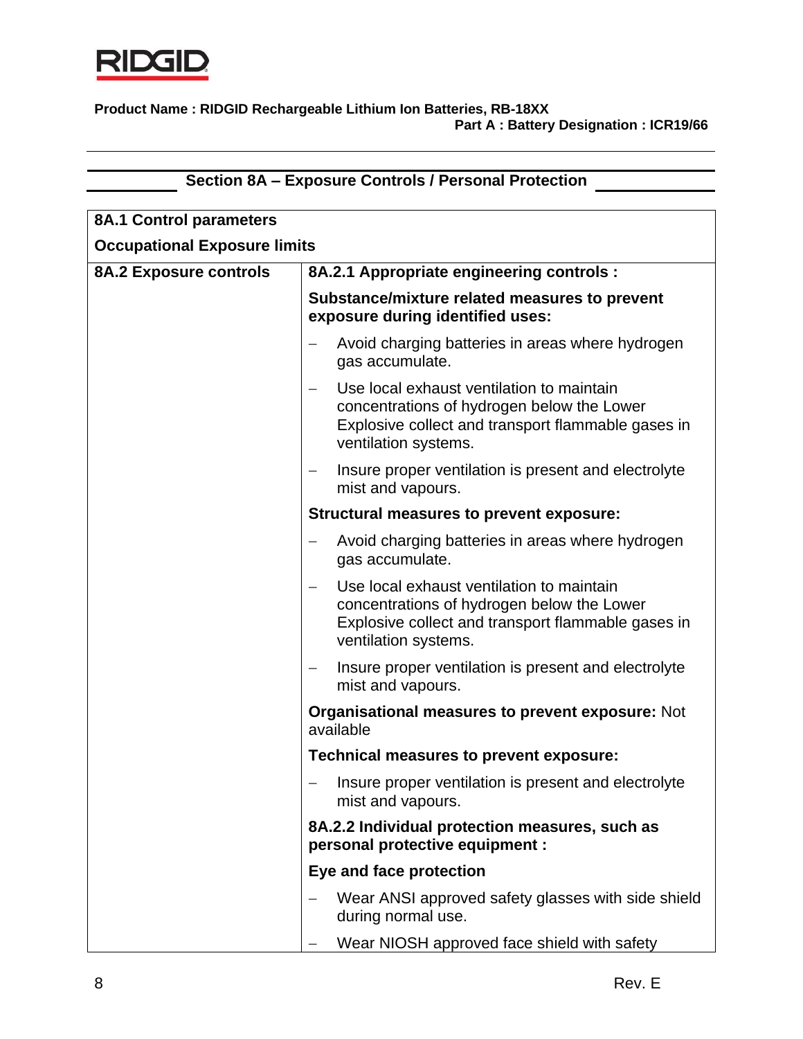Product Name : RIDGID Rechargeable Lithium Ion Batteries, RB-18XX
Part A : Battery Designation : ICR19/66

## Section 8A – Exposure Controls / Personal Protection

| **8A.1 Control parameters** | |
|---|---|
| **Occupational Exposure limits** | |
| **8A.2 Exposure controls** | **8A.2.1 Appropriate engineering controls :** |
| | **Substance/mixture related measures to prevent exposure during identified uses:** |
| | – Avoid charging batteries in areas where hydrogen gas accumulate. |
| | – Use local exhaust ventilation to maintain concentrations of hydrogen below the Lower Explosive collect and transport flammable gases in ventilation systems. |
| | – Insure proper ventilation is present and electrolyte mist and vapours. |
| | **Structural measures to prevent exposure:** |
| | – Avoid charging batteries in areas where hydrogen gas accumulate. |
| | – Use local exhaust ventilation to maintain concentrations of hydrogen below the Lower Explosive collect and transport flammable gases in ventilation systems. |
| | – Insure proper ventilation is present and electrolyte mist and vapours. |
| | **Organisational measures to prevent exposure:** Not available |
| | **Technical measures to prevent exposure:** |
| | – Insure proper ventilation is present and electrolyte mist and vapours. |
| | **8A.2.2 Individual protection measures, such as personal protective equipment :** |
| | **Eye and face protection** |
| | – Wear ANSI approved safety glasses with side shield during normal use. |
| | – Wear NIOSH approved face shield with safety |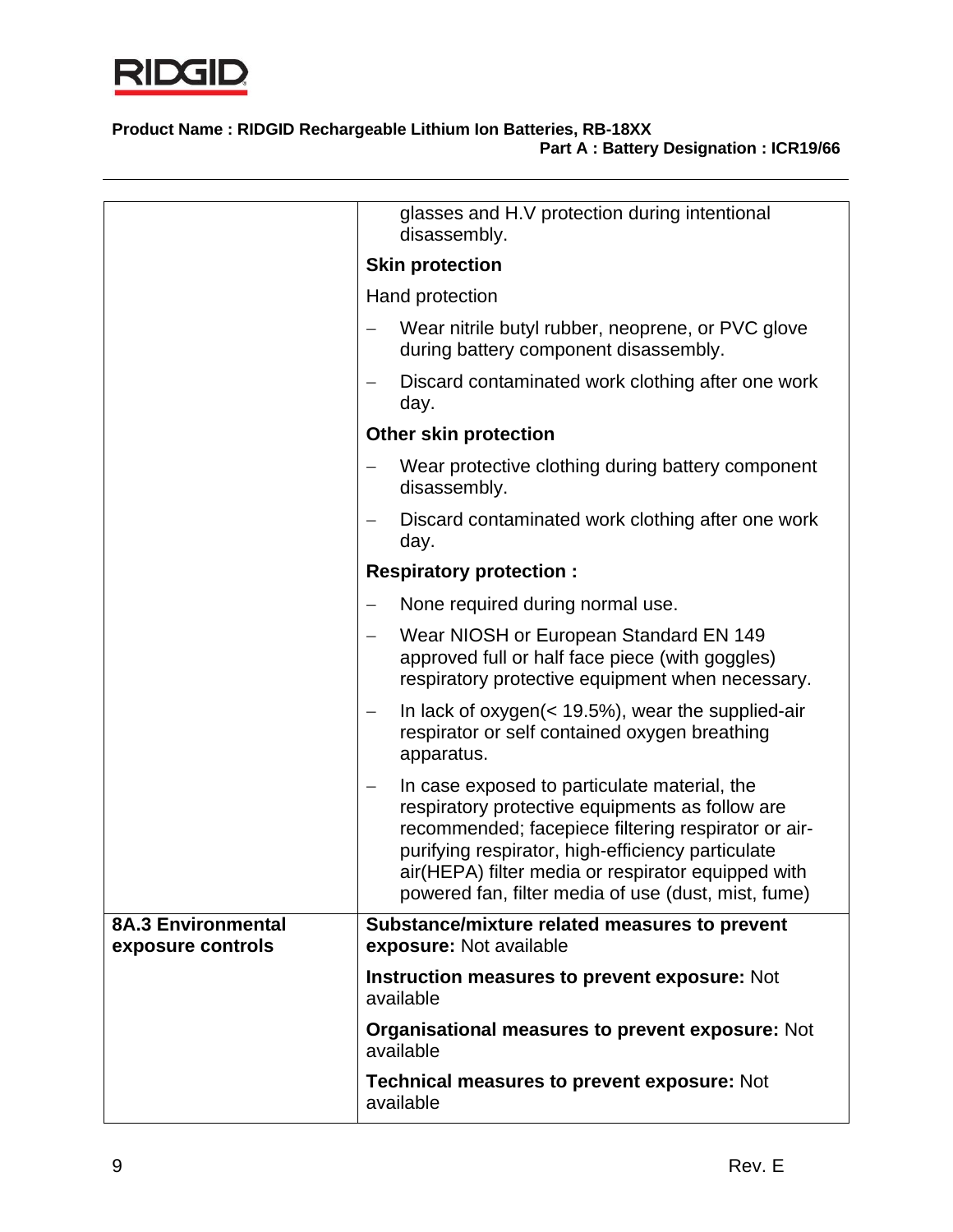| | |
|---|---|
| | glasses and H.V protection during intentional disassembly.<br>**Skin protection**<br>Hand protection<br>– Wear nitrile butyl rubber, neoprene, or PVC glove during battery component disassembly.<br>– Discard contaminated work clothing after one work day.<br>**Other skin protection**<br>– Wear protective clothing during battery component disassembly.<br>– Discard contaminated work clothing after one work day.<br>**Respiratory protection :**<br>– None required during normal use.<br>– Wear NIOSH or European Standard EN 149 approved full or half face piece (with goggles) respiratory protective equipment when necessary.<br>– In lack of oxygen(< 19.5%), wear the supplied-air respirator or self contained oxygen breathing apparatus.<br>– In case exposed to particulate material, the respiratory protective equipments as follow are recommended; facepiece filtering respirator or air-purifying respirator, high-efficiency particulate air(HEPA) filter media or respirator equipped with powered fan, filter media of use (dust, mist, fume) |
| **8A.3 Environmental exposure controls** | **Substance/mixture related measures to prevent exposure:** Not available<br>**Instruction measures to prevent exposure:** Not available<br>**Organisational measures to prevent exposure:** Not available<br>**Technical measures to prevent exposure:** Not available |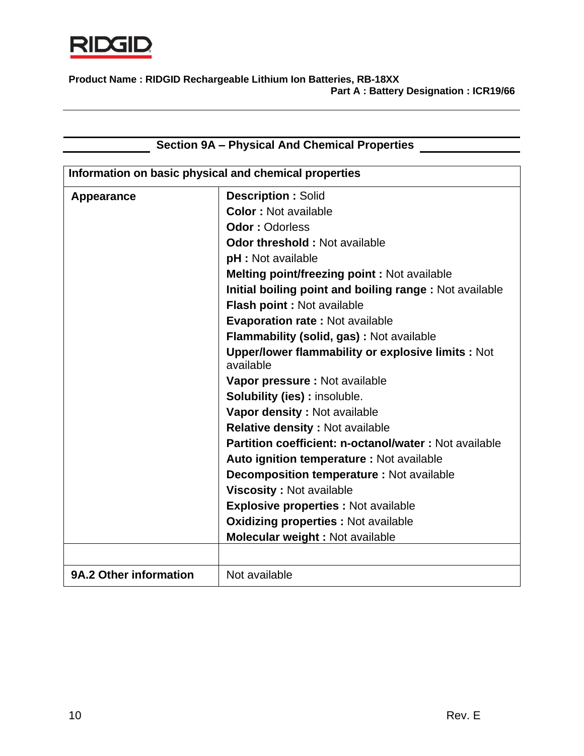Product Name : RIDGID Rechargeable Lithium Ion Batteries, RB-18XX
Part A : Battery Designation : ICR19/66

## Section 9A – Physical And Chemical Properties

| Information on basic physical and chemical properties | |
|---|---|
| **Appearance** | **Description :** Solid<br>**Color :** Not available<br>**Odor :** Odorless<br>**Odor threshold :** Not available<br>**pH :** Not available<br>**Melting point/freezing point :** Not available<br>**Initial boiling point and boiling range :** Not available<br>**Flash point :** Not available<br>**Evaporation rate :** Not available<br>**Flammability (solid, gas) :** Not available<br>**Upper/lower flammability or explosive limits :** Not available<br>**Vapor pressure :** Not available<br>**Solubility (ies) :** insoluble.<br>**Vapor density :** Not available<br>**Relative density :** Not available<br>**Partition coefficient: n-octanol/water :** Not available<br>**Auto ignition temperature :** Not available<br>**Decomposition temperature :** Not available<br>**Viscosity :** Not available<br>**Explosive properties :** Not available<br>**Oxidizing properties :** Not available<br>**Molecular weight :** Not available |
| | |
| **9A.2 Other information** | Not available |

Rev. E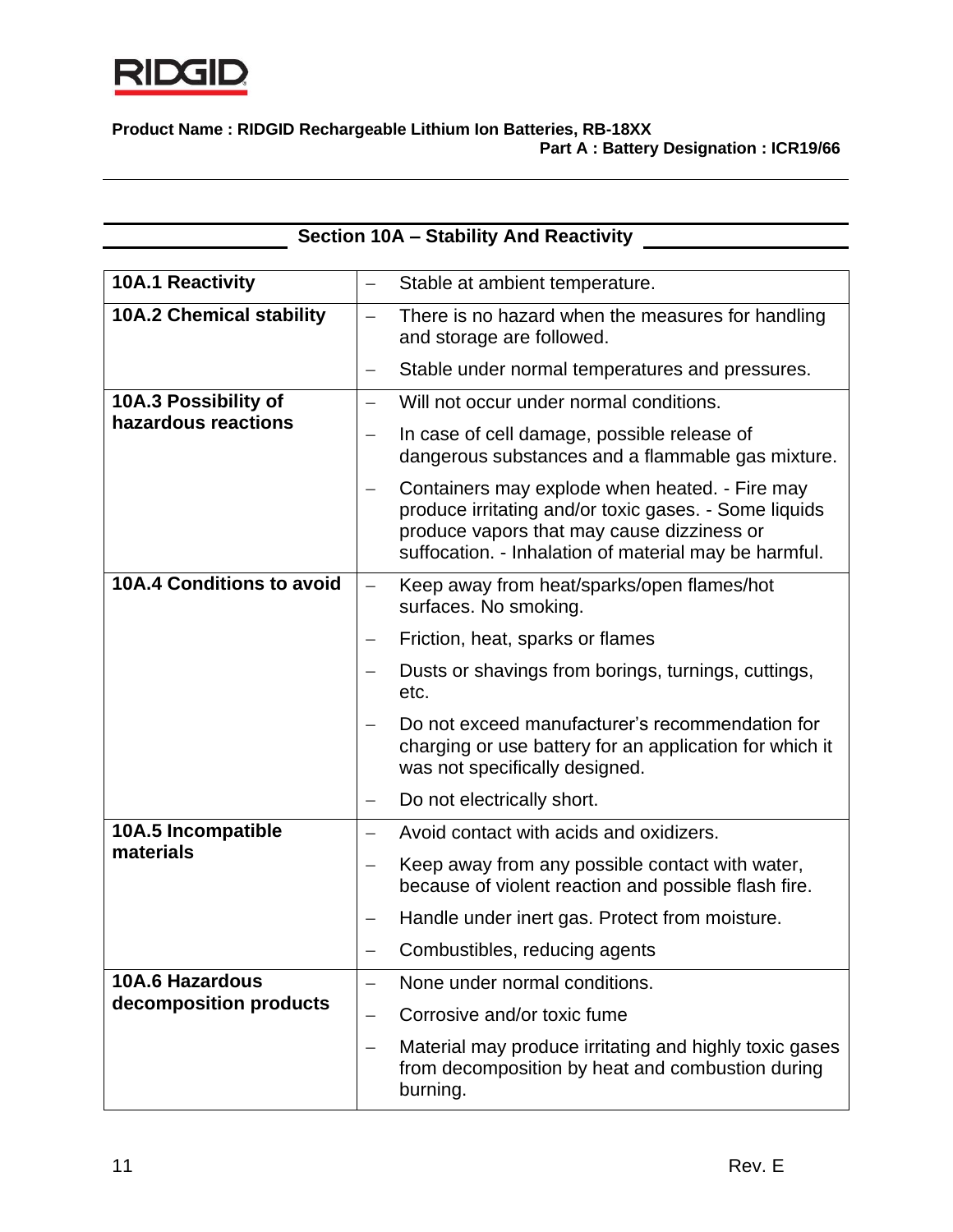Product Name : RIDGID Rechargeable Lithium Ion Batteries, RB-18XX
Part A : Battery Designation : ICR19/66

## Section 10A – Stability And Reactivity

| | |
|---|---|
| **10A.1 Reactivity** | – Stable at ambient temperature. |
| **10A.2 Chemical stability** | – There is no hazard when the measures for handling and storage are followed.<br>– Stable under normal temperatures and pressures. |
| **10A.3 Possibility of hazardous reactions** | – Will not occur under normal conditions.<br>– In case of cell damage, possible release of dangerous substances and a flammable gas mixture.<br>– Containers may explode when heated. - Fire may produce irritating and/or toxic gases. - Some liquids produce vapors that may cause dizziness or suffocation. - Inhalation of material may be harmful. |
| **10A.4 Conditions to avoid** | – Keep away from heat/sparks/open flames/hot surfaces. No smoking.<br>– Friction, heat, sparks or flames<br>– Dusts or shavings from borings, turnings, cuttings, etc.<br>– Do not exceed manufacturer's recommendation for charging or use battery for an application for which it was not specifically designed.<br>– Do not electrically short. |
| **10A.5 Incompatible materials** | – Avoid contact with acids and oxidizers.<br>– Keep away from any possible contact with water, because of violent reaction and possible flash fire.<br>– Handle under inert gas. Protect from moisture.<br>– Combustibles, reducing agents |
| **10A.6 Hazardous decomposition products** | – None under normal conditions.<br>– Corrosive and/or toxic fume<br>– Material may produce irritating and highly toxic gases from decomposition by heat and combustion during burning. |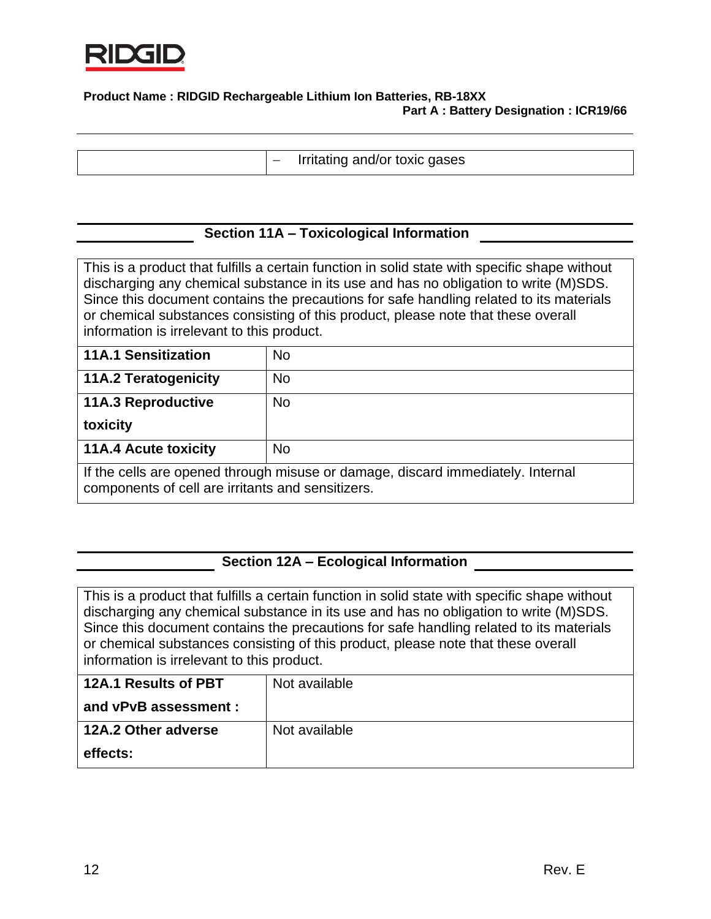| | – Irritating and/or toxic gases |
|---|---|

## Section 11A – Toxicological Information

This is a product that fulfills a certain function in solid state with specific shape without discharging any chemical substance in its use and has no obligation to write (M)SDS. Since this document contains the precautions for safe handling related to its materials or chemical substances consisting of this product, please note that these overall information is irrelevant to this product.

| | |
|---|---|
| **11A.1 Sensitization** | No |
| **11A.2 Teratogenicity** | No |
| **11A.3 Reproductive toxicity** | No |
| **11A.4 Acute toxicity** | No |

If the cells are opened through misuse or damage, discard immediately. Internal components of cell are irritants and sensitizers.

## Section 12A – Ecological Information

This is a product that fulfills a certain function in solid state with specific shape without discharging any chemical substance in its use and has no obligation to write (M)SDS. Since this document contains the precautions for safe handling related to its materials or chemical substances consisting of this product, please note that these overall information is irrelevant to this product.

| | |
|---|---|
| **12A.1 Results of PBT and vPvB assessment :** | Not available |
| **12A.2 Other adverse effects:** | Not available |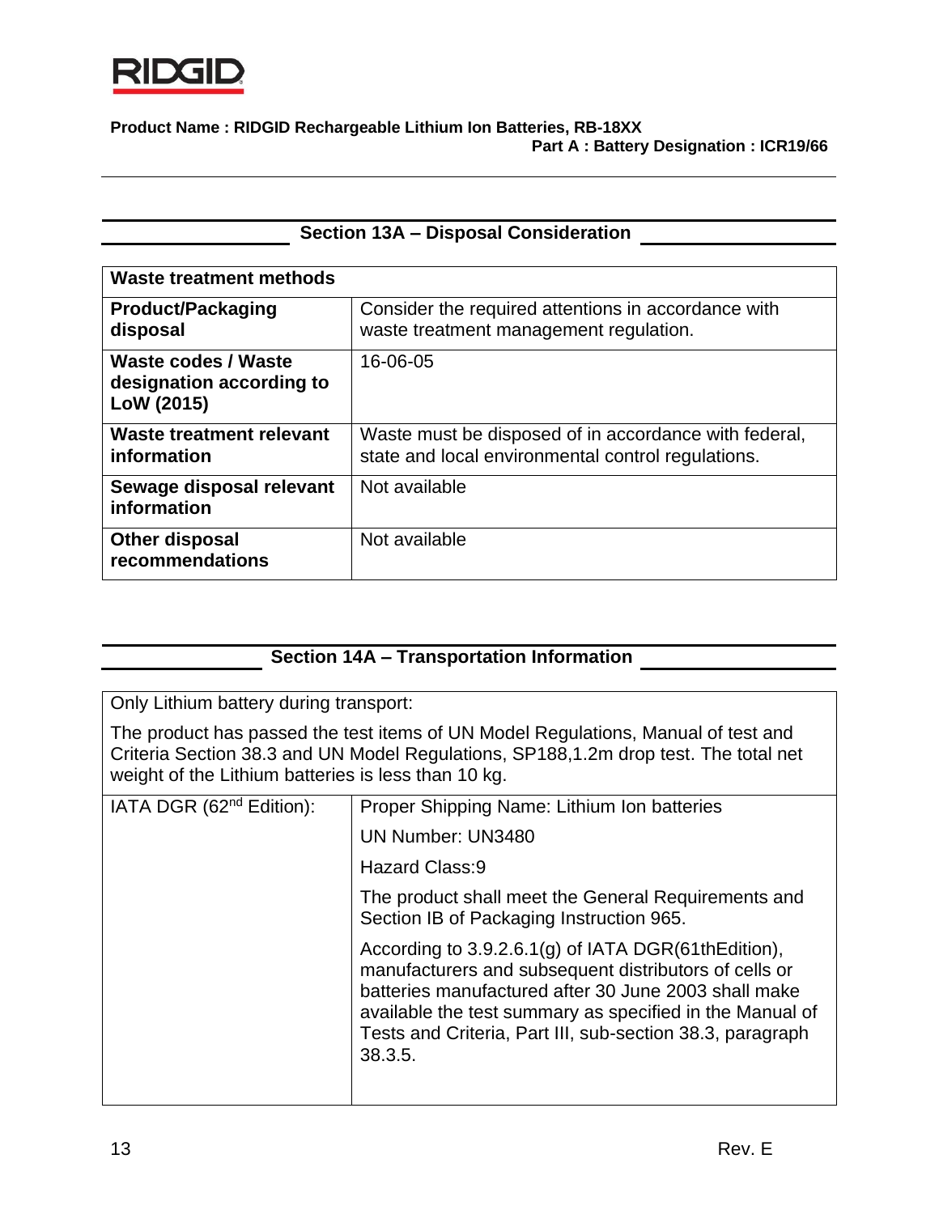**Product Name : RIDGID Rechargeable Lithium Ion Batteries, RB-18XX**
**Part A : Battery Designation : ICR19/66**

## Section 13A – Disposal Consideration

| Waste treatment methods | |
|---|---|
| **Product/Packaging disposal** | Consider the required attentions in accordance with waste treatment management regulation. |
| **Waste codes / Waste designation according to LoW (2015)** | 16-06-05 |
| **Waste treatment relevant information** | Waste must be disposed of in accordance with federal, state and local environmental control regulations. |
| **Sewage disposal relevant information** | Not available |
| **Other disposal recommendations** | Not available |

## Section 14A – Transportation Information

Only Lithium battery during transport:

The product has passed the test items of UN Model Regulations, Manual of test and Criteria Section 38.3 and UN Model Regulations, SP188,1.2m drop test. The total net weight of the Lithium batteries is less than 10 kg.

| | |
|---|---|
| IATA DGR (62nd Edition): | Proper Shipping Name: Lithium Ion batteries<br>UN Number: UN3480<br>Hazard Class:9<br>The product shall meet the General Requirements and Section IB of Packaging Instruction 965.<br>According to 3.9.2.6.1(g) of IATA DGR(61thEdition), manufacturers and subsequent distributors of cells or batteries manufactured after 30 June 2003 shall make available the test summary as specified in the Manual of Tests and Criteria, Part III, sub-section 38.3, paragraph 38.3.5. |

Rev. E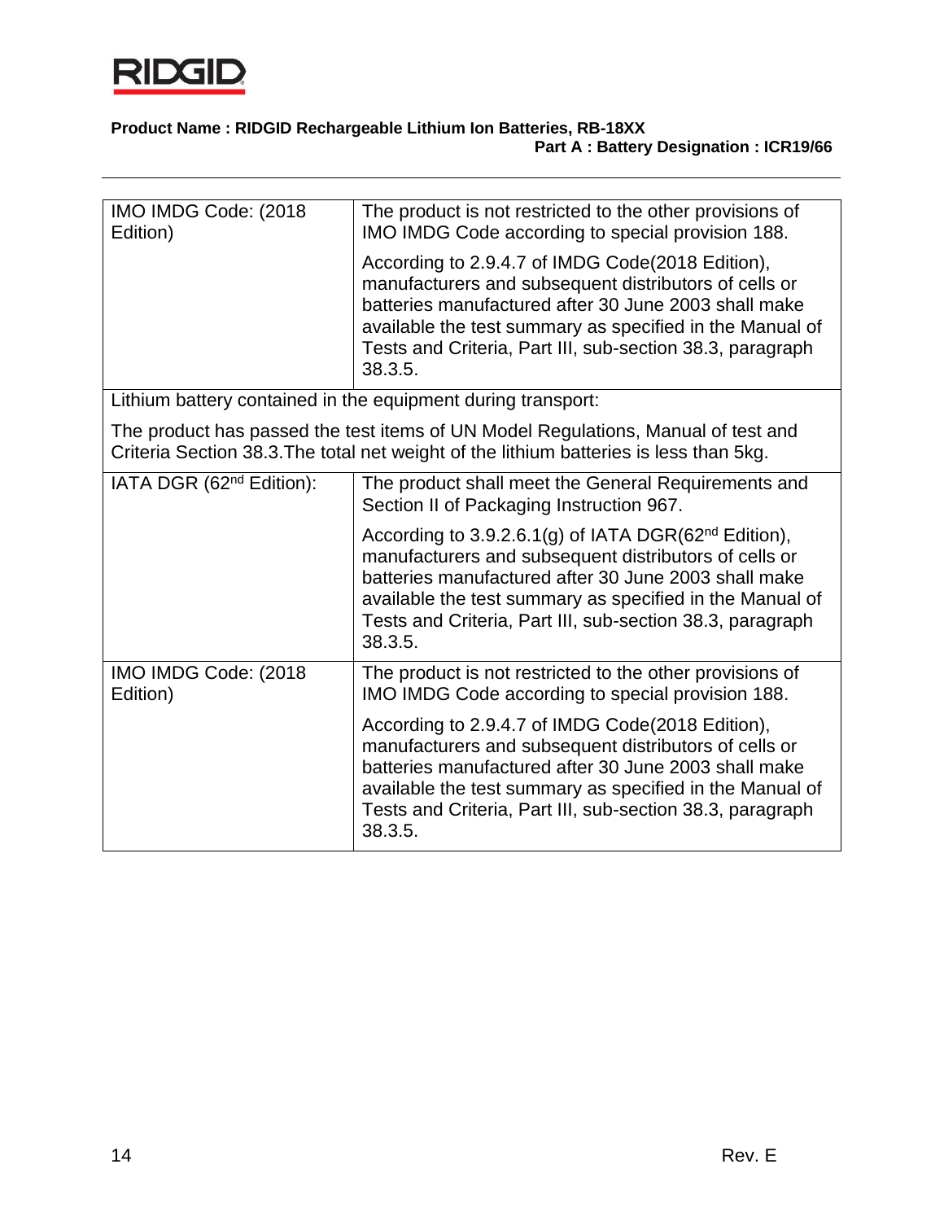| | |
|---|---|
| IMO IMDG Code: (2018 Edition) | The product is not restricted to the other provisions of IMO IMDG Code according to special provision 188.<br><br>According to 2.9.4.7 of IMDG Code(2018 Edition), manufacturers and subsequent distributors of cells or batteries manufactured after 30 June 2003 shall make available the test summary as specified in the Manual of Tests and Criteria, Part III, sub-section 38.3, paragraph 38.3.5. |
| Lithium battery contained in the equipment during transport:<br><br>The product has passed the test items of UN Model Regulations, Manual of test and Criteria Section 38.3.The total net weight of the lithium batteries is less than 5kg. | |
| IATA DGR (62nd Edition): | The product shall meet the General Requirements and Section II of Packaging Instruction 967.<br><br>According to 3.9.2.6.1(g) of IATA DGR(62nd Edition), manufacturers and subsequent distributors of cells or batteries manufactured after 30 June 2003 shall make available the test summary as specified in the Manual of Tests and Criteria, Part III, sub-section 38.3, paragraph 38.3.5. |
| IMO IMDG Code: (2018 Edition) | The product is not restricted to the other provisions of IMO IMDG Code according to special provision 188.<br><br>According to 2.9.4.7 of IMDG Code(2018 Edition), manufacturers and subsequent distributors of cells or batteries manufactured after 30 June 2003 shall make available the test summary as specified in the Manual of Tests and Criteria, Part III, sub-section 38.3, paragraph 38.3.5. |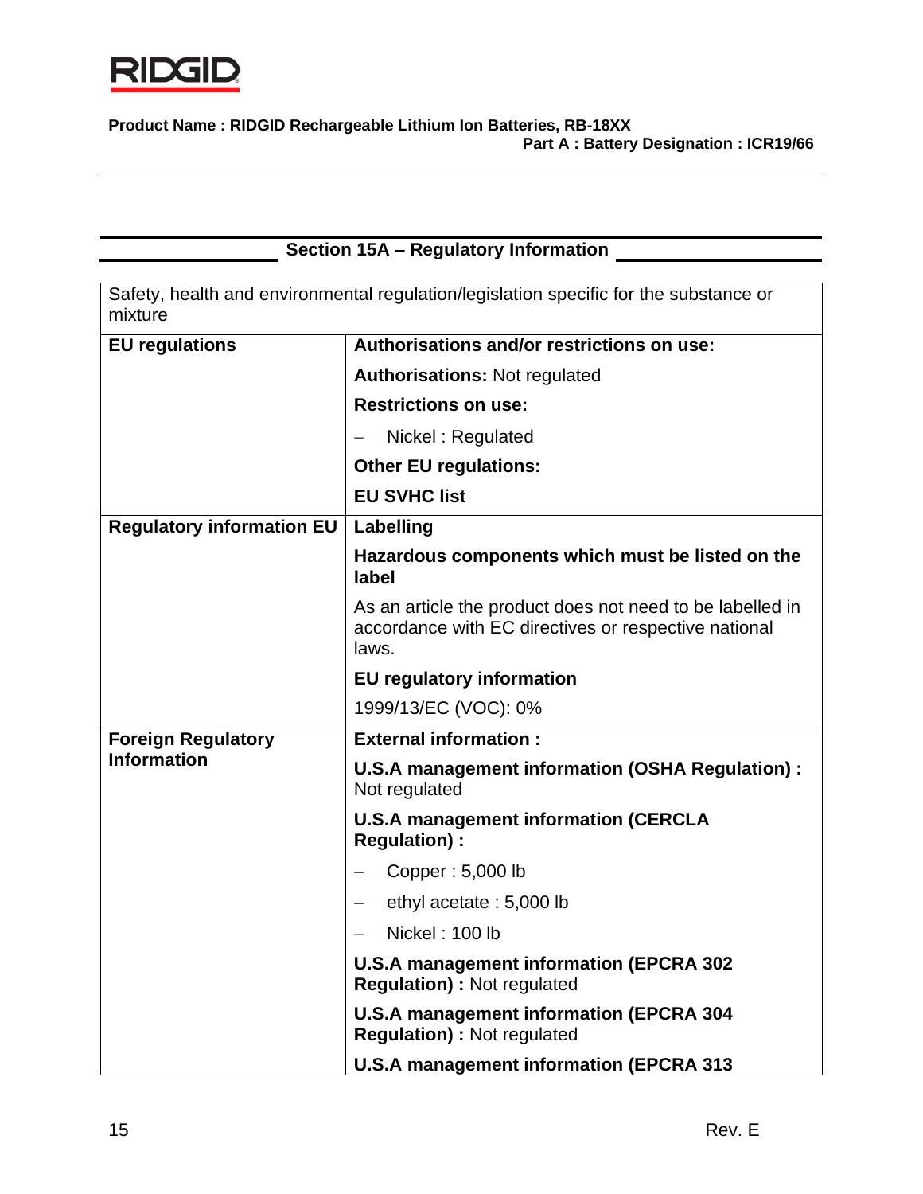## Section 15A – Regulatory Information

| Safety, health and environmental regulation/legislation specific for the substance or mixture | |
|---|---|
| **EU regulations** | **Authorisations and/or restrictions on use:** |
| | **Authorisations:** Not regulated |
| | **Restrictions on use:** |
| | – Nickel : Regulated |
| | **Other EU regulations:** |
| | **EU SVHC list** |
| **Regulatory information EU** | **Labelling** |
| | **Hazardous components which must be listed on the label** |
| | As an article the product does not need to be labelled in accordance with EC directives or respective national laws. |
| | **EU regulatory information** |
| | 1999/13/EC (VOC): 0% |
| **Foreign Regulatory Information** | **External information :** |
| | **U.S.A management information (OSHA Regulation) :** Not regulated |
| | **U.S.A management information (CERCLA Regulation) :** |
| | – Copper : 5,000 lb |
| | – ethyl acetate : 5,000 lb |
| | – Nickel : 100 lb |
| | **U.S.A management information (EPCRA 302 Regulation) :** Not regulated |
| | **U.S.A management information (EPCRA 304 Regulation) :** Not regulated |
| | **U.S.A management information (EPCRA 313** |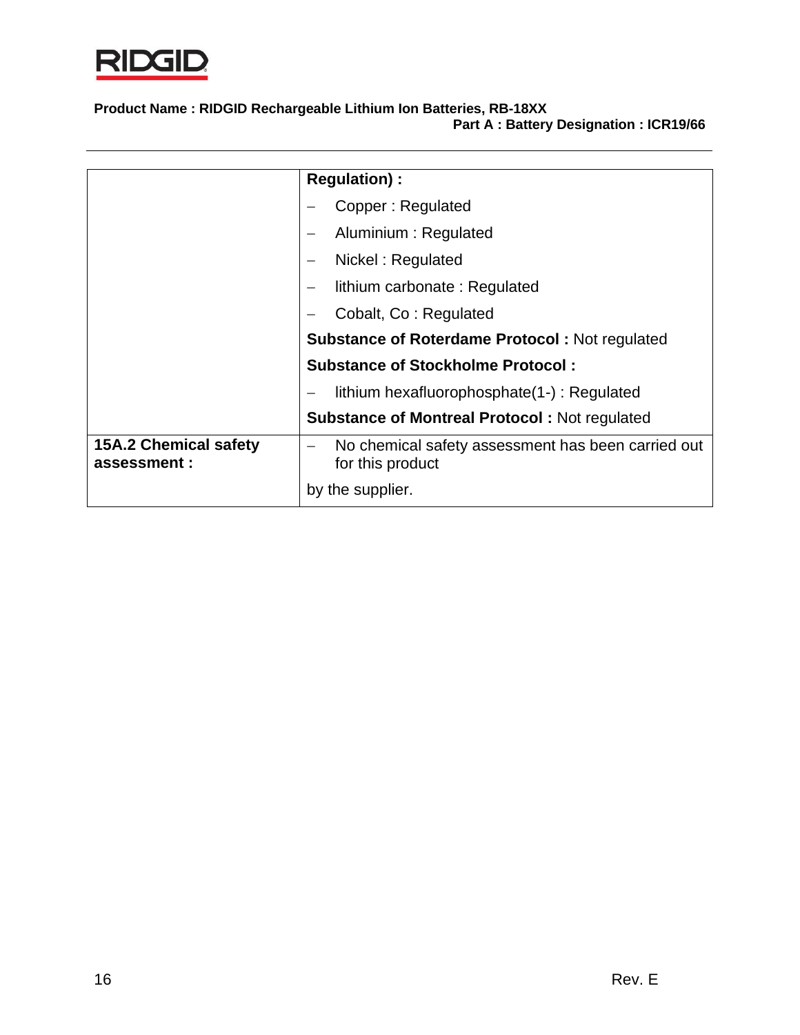| | |
|---|---|
| | **Regulation) :** |
| | – Copper : Regulated |
| | – Aluminium : Regulated |
| | – Nickel : Regulated |
| | – lithium carbonate : Regulated |
| | – Cobalt, Co : Regulated |
| | **Substance of Roterdame Protocol :** Not regulated |
| | **Substance of Stockholme Protocol :** |
| | – lithium hexafluorophosphate(1-) : Regulated |
| | **Substance of Montreal Protocol :** Not regulated |
| **15A.2 Chemical safety assessment :** | – No chemical safety assessment has been carried out for this product<br>by the supplier. |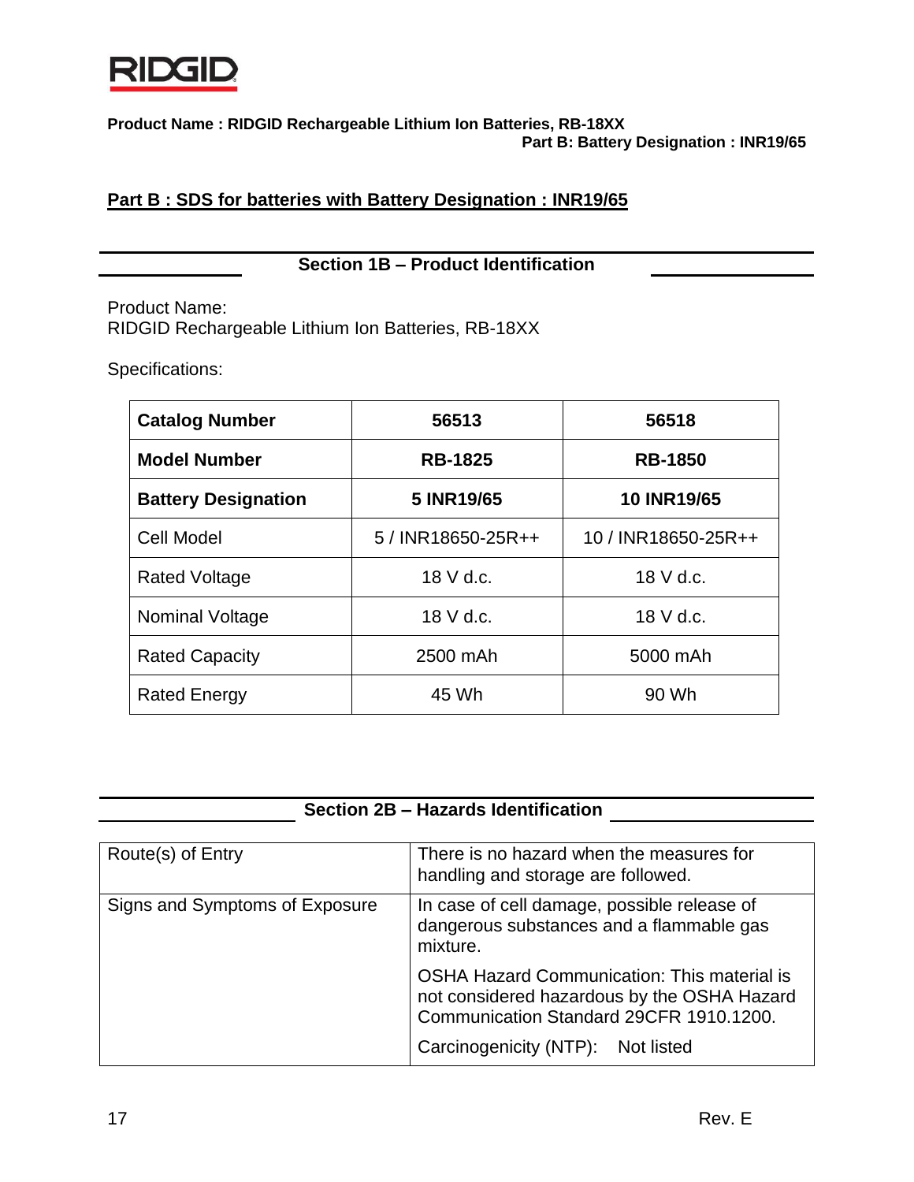## Part B : SDS for batteries with Battery Designation : INR19/65

### Section 1B – Product Identification

Product Name:
RIDGID Rechargeable Lithium Ion Batteries, RB-18XX

Specifications:

| **Catalog Number** | **56513** | **56518** |
|---|---|---|
| **Model Number** | **RB-1825** | **RB-1850** |
| **Battery Designation** | **5 INR19/65** | **10 INR19/65** |
| Cell Model | 5 / INR18650-25R++ | 10 / INR18650-25R++ |
| Rated Voltage | 18 V d.c. | 18 V d.c. |
| Nominal Voltage | 18 V d.c. | 18 V d.c. |
| Rated Capacity | 2500 mAh | 5000 mAh |
| Rated Energy | 45 Wh | 90 Wh |

### Section 2B – Hazards Identification

| | |
|---|---|
| Route(s) of Entry | There is no hazard when the measures for handling and storage are followed. |
| Signs and Symptoms of Exposure | In case of cell damage, possible release of dangerous substances and a flammable gas mixture.<br>OSHA Hazard Communication: This material is not considered hazardous by the OSHA Hazard Communication Standard 29CFR 1910.1200.<br>Carcinogenicity (NTP): Not listed |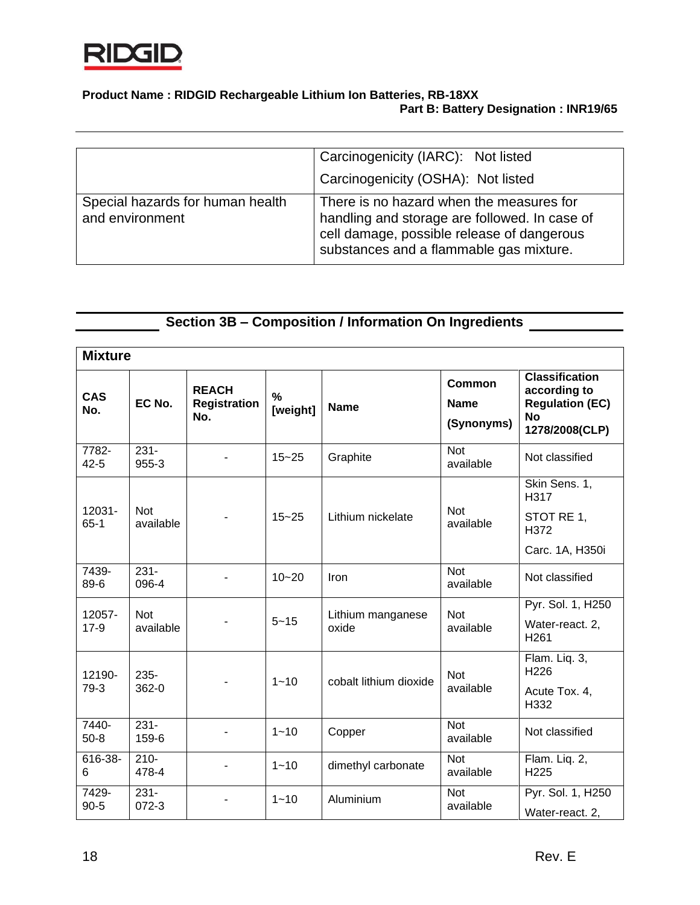| | |
|---|---|
| | Carcinogenicity (IARC): Not listed<br>Carcinogenicity (OSHA): Not listed |
| Special hazards for human health and environment | There is no hazard when the measures for handling and storage are followed. In case of cell damage, possible release of dangerous substances and a flammable gas mixture. |

## Section 3B – Composition / Information On Ingredients

**Mixture**

| CAS No. | EC No. | REACH Registration No. | % [weight] | Name | Common Name (Synonyms) | Classification according to Regulation (EC) No 1278/2008(CLP) |
|---|---|---|---|---|---|---|
| 7782-42-5 | 231-955-3 | - | 15~25 | Graphite | Not available | Not classified |
| 12031-65-1 | Not available | - | 15~25 | Lithium nickelate | Not available | Skin Sens. 1, H317<br>STOT RE 1, H372<br>Carc. 1A, H350i |
| 7439-89-6 | 231-096-4 | - | 10~20 | Iron | Not available | Not classified |
| 12057-17-9 | Not available | - | 5~15 | Lithium manganese oxide | Not available | Pyr. Sol. 1, H250<br>Water-react. 2, H261 |
| 12190-79-3 | 235-362-0 | - | 1~10 | cobalt lithium dioxide | Not available | Flam. Liq. 3, H226<br>Acute Tox. 4, H332 |
| 7440-50-8 | 231-159-6 | - | 1~10 | Copper | Not available | Not classified |
| 616-38-6 | 210-478-4 | - | 1~10 | dimethyl carbonate | Not available | Flam. Liq. 2, H225 |
| 7429-90-5 | 231-072-3 | - | 1~10 | Aluminium | Not available | Pyr. Sol. 1, H250<br>Water-react. 2, |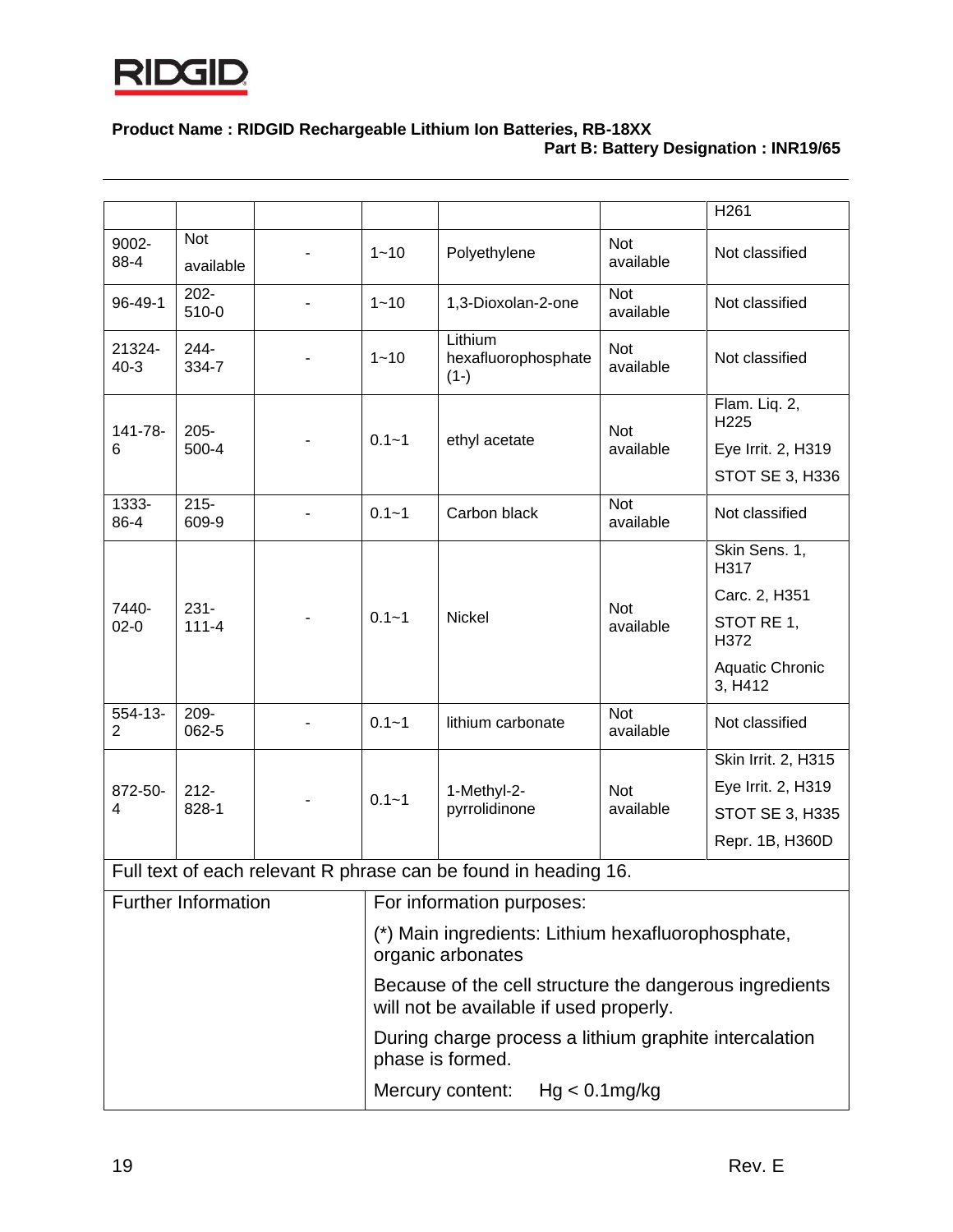**Product Name : RIDGID Rechargeable Lithium Ion Batteries, RB-18XX**
**Part B: Battery Designation : INR19/65**

| | | | | | | |
|---|---|---|---|---|---|---|
| | | | | | | H261 |
| 9002-88-4 | Not available | - | 1~10 | Polyethylene | Not available | Not classified |
| 96-49-1 | 202-510-0 | - | 1~10 | 1,3-Dioxolan-2-one | Not available | Not classified |
| 21324-40-3 | 244-334-7 | - | 1~10 | Lithium hexafluorophosphate (1-) | Not available | Not classified |
| 141-78-6 | 205-500-4 | - | 0.1~1 | ethyl acetate | Not available | Flam. Liq. 2, H225<br>Eye Irrit. 2, H319<br>STOT SE 3, H336 |
| 1333-86-4 | 215-609-9 | - | 0.1~1 | Carbon black | Not available | Not classified |
| 7440-02-0 | 231-111-4 | - | 0.1~1 | Nickel | Not available | Skin Sens. 1, H317<br>Carc. 2, H351<br>STOT RE 1, H372<br>Aquatic Chronic 3, H412 |
| 554-13-2 | 209-062-5 | - | 0.1~1 | lithium carbonate | Not available | Not classified |
| 872-50-4 | 212-828-1 | - | 0.1~1 | 1-Methyl-2-pyrrolidinone | Not available | Skin Irrit. 2, H315<br>Eye Irrit. 2, H319<br>STOT SE 3, H335<br>Repr. 1B, H360D |

Full text of each relevant R phrase can be found in heading 16.

| Further Information | For information purposes:<br>(*) Main ingredients: Lithium hexafluorophosphate, organic arbonates<br>Because of the cell structure the dangerous ingredients will not be available if used properly.<br>During charge process a lithium graphite intercalation phase is formed.<br>Mercury content: Hg < 0.1mg/kg |
|---|---|

Rev. E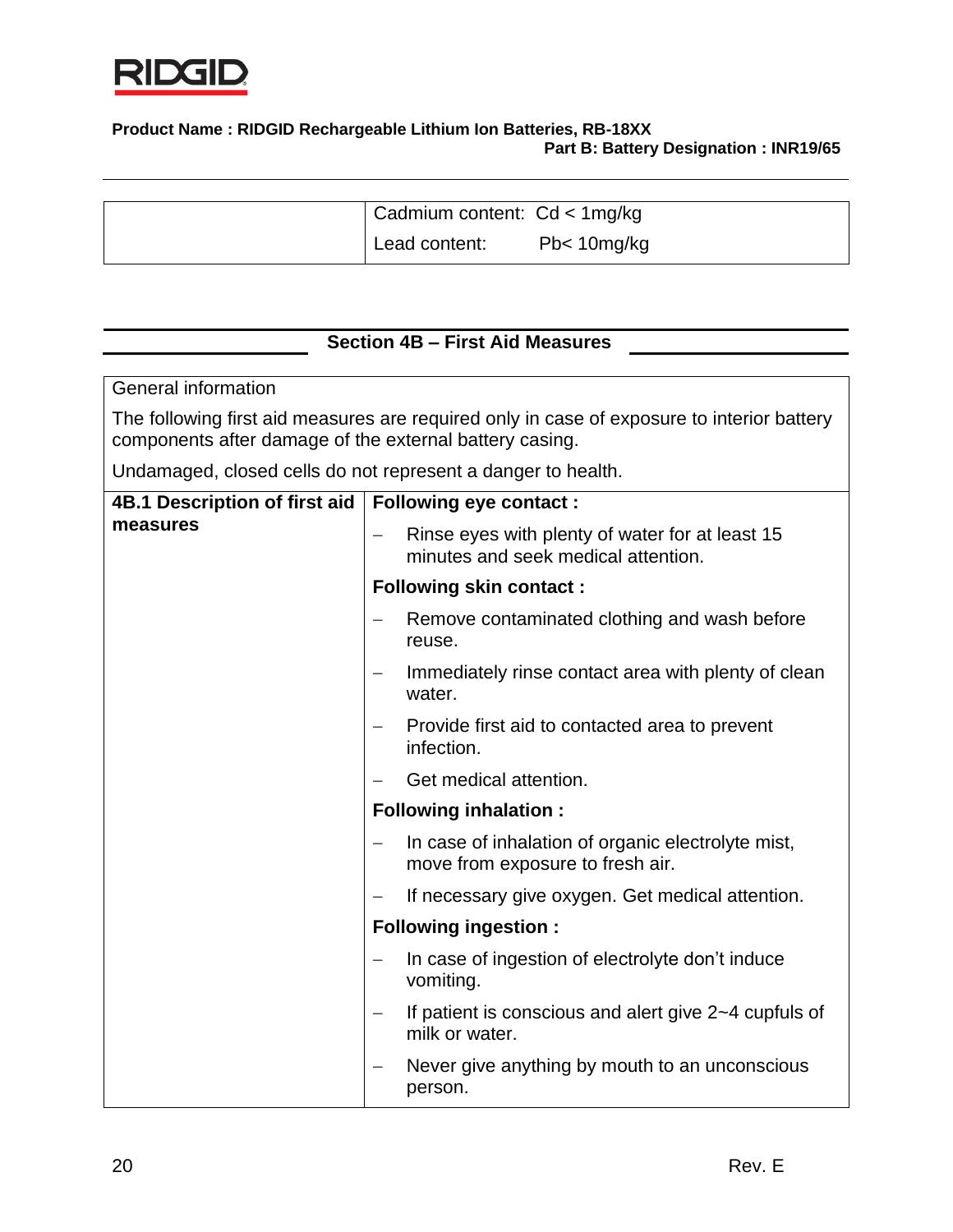| | |
|---|---|
| | Cadmium content: Cd < 1mg/kg<br>Lead content: Pb< 10mg/kg |

## Section 4B – First Aid Measures

| General information | |
|---|---|
| The following first aid measures are required only in case of exposure to interior battery components after damage of the external battery casing.<br><br>Undamaged, closed cells do not represent a danger to health. | |
| **4B.1 Description of first aid measures** | **Following eye contact :**<br>– Rinse eyes with plenty of water for at least 15 minutes and seek medical attention.<br>**Following skin contact :**<br>– Remove contaminated clothing and wash before reuse.<br>– Immediately rinse contact area with plenty of clean water.<br>– Provide first aid to contacted area to prevent infection.<br>– Get medical attention.<br>**Following inhalation :**<br>– In case of inhalation of organic electrolyte mist, move from exposure to fresh air.<br>– If necessary give oxygen. Get medical attention.<br>**Following ingestion :**<br>– In case of ingestion of electrolyte don't induce vomiting.<br>– If patient is conscious and alert give 2~4 cupfuls of milk or water.<br>– Never give anything by mouth to an unconscious person. |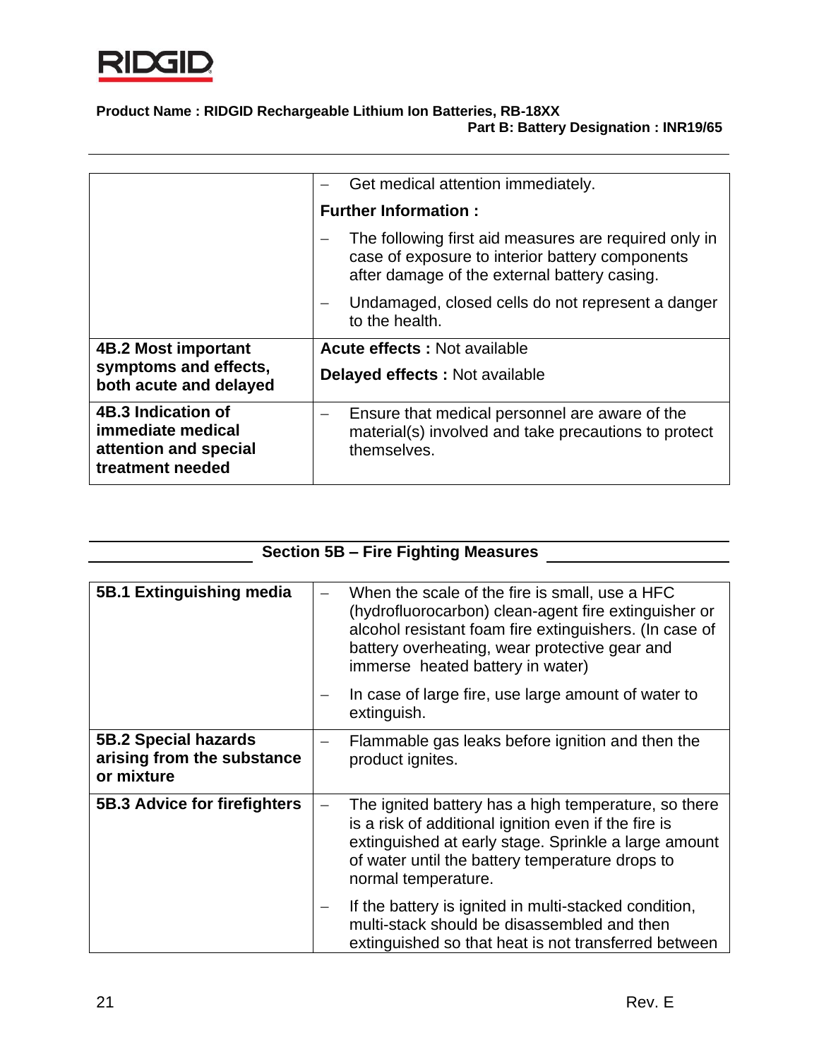| | |
|---|---|
| | – Get medical attention immediately.<br>**Further Information :**<br>– The following first aid measures are required only in case of exposure to interior battery components after damage of the external battery casing.<br>– Undamaged, closed cells do not represent a danger to the health. |
| **4B.2 Most important symptoms and effects, both acute and delayed** | **Acute effects :** Not available<br>**Delayed effects :** Not available |
| **4B.3 Indication of immediate medical attention and special treatment needed** | – Ensure that medical personnel are aware of the material(s) involved and take precautions to protect themselves. |

## Section 5B – Fire Fighting Measures

| | |
|---|---|
| **5B.1 Extinguishing media** | – When the scale of the fire is small, use a HFC (hydrofluorocarbon) clean-agent fire extinguisher or alcohol resistant foam fire extinguishers. (In case of battery overheating, wear protective gear and immerse heated battery in water)<br>– In case of large fire, use large amount of water to extinguish. |
| **5B.2 Special hazards arising from the substance or mixture** | – Flammable gas leaks before ignition and then the product ignites. |
| **5B.3 Advice for firefighters** | – The ignited battery has a high temperature, so there is a risk of additional ignition even if the fire is extinguished at early stage. Sprinkle a large amount of water until the battery temperature drops to normal temperature.<br>– If the battery is ignited in multi-stacked condition, multi-stack should be disassembled and then extinguished so that heat is not transferred between |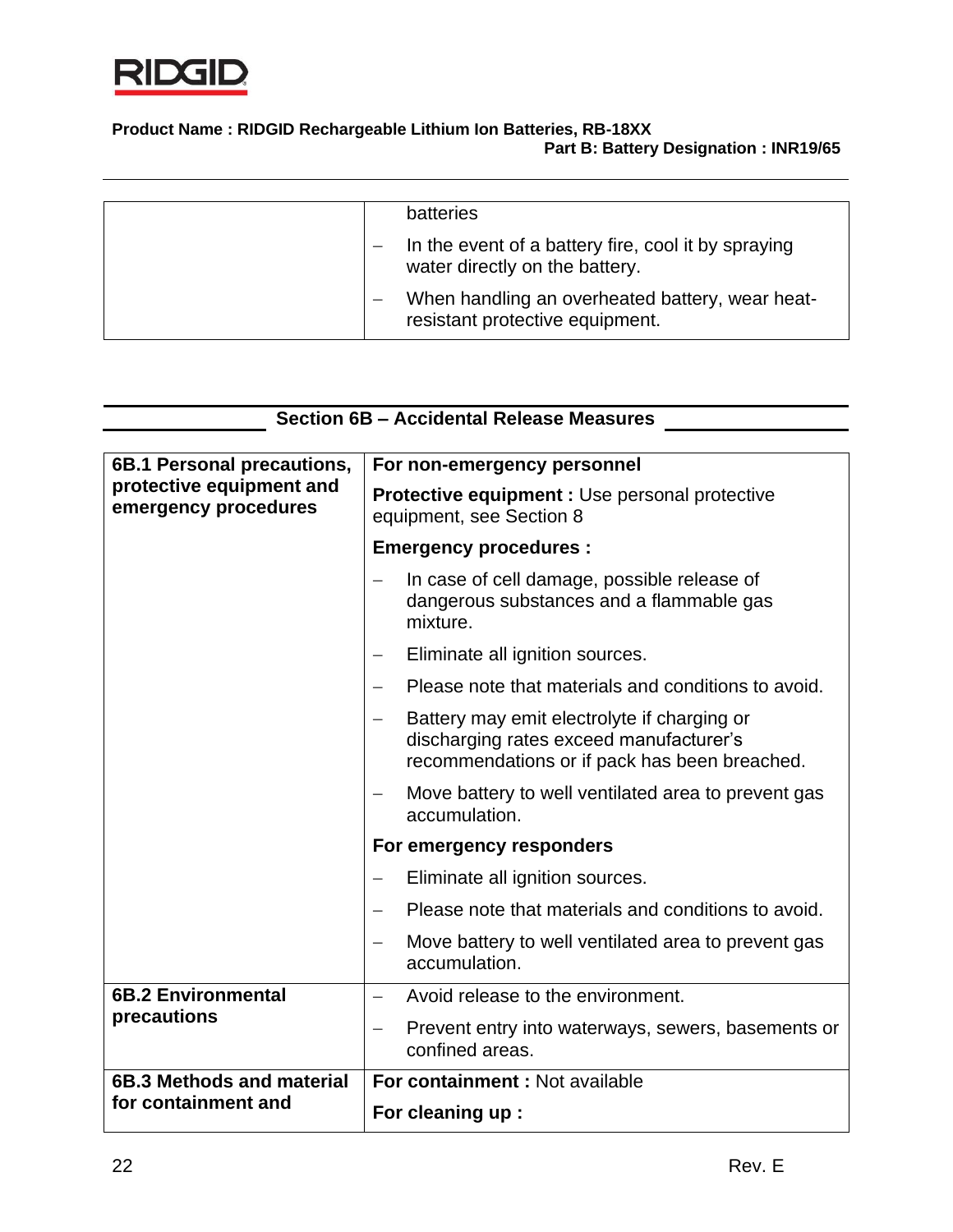| | |
|---|---|
| | batteries<br>– In the event of a battery fire, cool it by spraying water directly on the battery.<br>– When handling an overheated battery, wear heat-resistant protective equipment. |

## Section 6B – Accidental Release Measures

| | |
|---|---|
| **6B.1 Personal precautions, protective equipment and emergency procedures** | **For non-emergency personnel**<br>**Protective equipment :** Use personal protective equipment, see Section 8<br>**Emergency procedures :**<br>– In case of cell damage, possible release of dangerous substances and a flammable gas mixture.<br>– Eliminate all ignition sources.<br>– Please note that materials and conditions to avoid.<br>– Battery may emit electrolyte if charging or discharging rates exceed manufacturer's recommendations or if pack has been breached.<br>– Move battery to well ventilated area to prevent gas accumulation.<br>**For emergency responders**<br>– Eliminate all ignition sources.<br>– Please note that materials and conditions to avoid.<br>– Move battery to well ventilated area to prevent gas accumulation. |
| **6B.2 Environmental precautions** | – Avoid release to the environment.<br>– Prevent entry into waterways, sewers, basements or confined areas. |
| **6B.3 Methods and material for containment and** | **For containment :** Not available<br>**For cleaning up :** |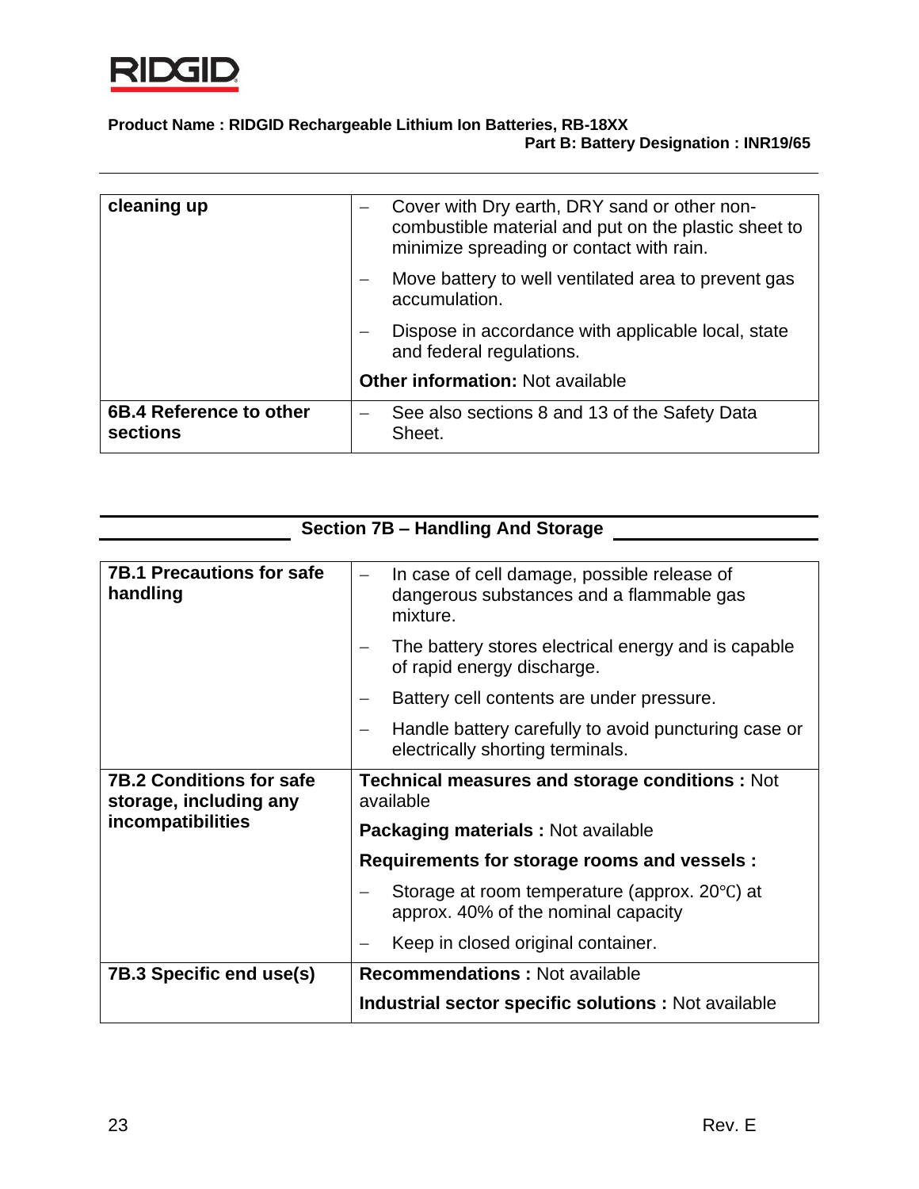| | |
|---|---|
| **cleaning up** | – Cover with Dry earth, DRY sand or other non-combustible material and put on the plastic sheet to minimize spreading or contact with rain.<br>– Move battery to well ventilated area to prevent gas accumulation.<br>– Dispose in accordance with applicable local, state and federal regulations.<br>**Other information:** Not available |
| **6B.4 Reference to other sections** | – See also sections 8 and 13 of the Safety Data Sheet. |

## Section 7B – Handling And Storage

| | |
|---|---|
| **7B.1 Precautions for safe handling** | – In case of cell damage, possible release of dangerous substances and a flammable gas mixture.<br>– The battery stores electrical energy and is capable of rapid energy discharge.<br>– Battery cell contents are under pressure.<br>– Handle battery carefully to avoid puncturing case or electrically shorting terminals. |
| **7B.2 Conditions for safe storage, including any incompatibilities** | **Technical measures and storage conditions :** Not available<br>**Packaging materials :** Not available<br>**Requirements for storage rooms and vessels :**<br>– Storage at room temperature (approx. 20℃) at approx. 40% of the nominal capacity<br>– Keep in closed original container. |
| **7B.3 Specific end use(s)** | **Recommendations :** Not available<br>**Industrial sector specific solutions :** Not available |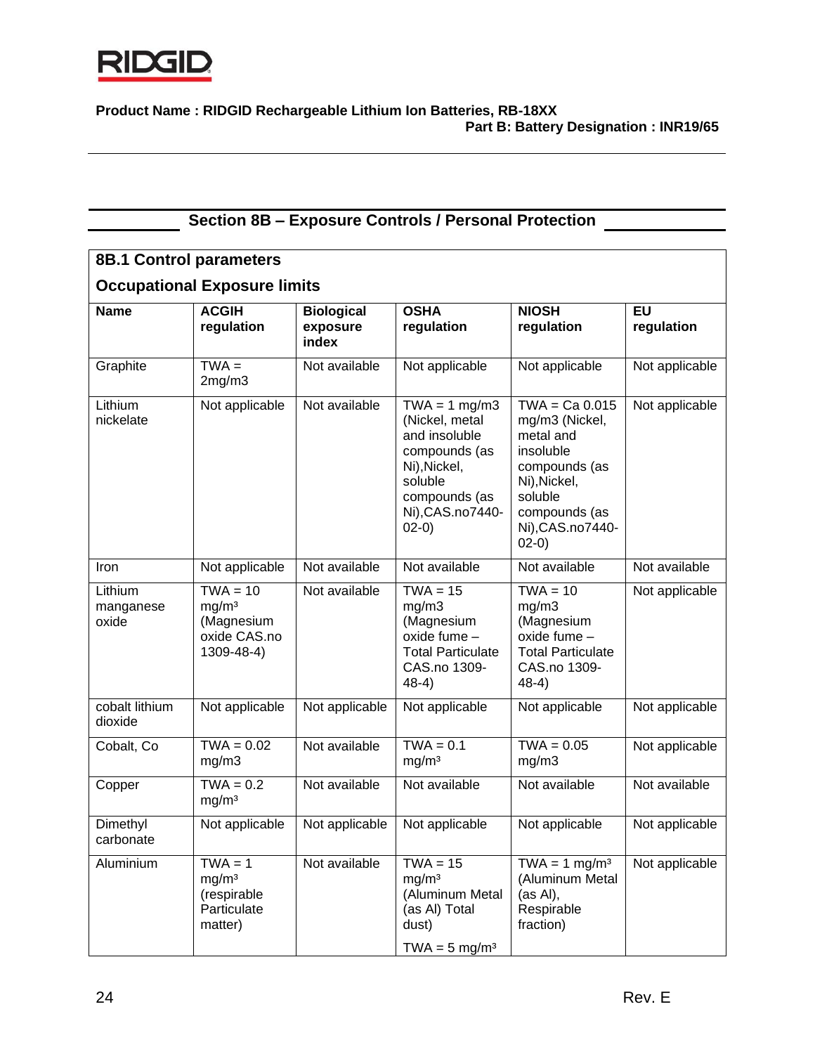## Section 8B – Exposure Controls / Personal Protection

### 8B.1 Control parameters

**Occupational Exposure limits**

| Name | ACGIH regulation | Biological exposure index | OSHA regulation | NIOSH regulation | EU regulation |
|---|---|---|---|---|---|
| Graphite | TWA = 2mg/m3 | Not available | Not applicable | Not applicable | Not applicable |
| Lithium nickelate | Not applicable | Not available | TWA = 1 mg/m3 (Nickel, metal and insoluble compounds (as Ni),Nickel, soluble compounds (as Ni),CAS.no7440-02-0) | TWA = Ca 0.015 mg/m3 (Nickel, metal and insoluble compounds (as Ni),Nickel, soluble compounds (as Ni),CAS.no7440-02-0) | Not applicable |
| Iron | Not applicable | Not available | Not available | Not available | Not available |
| Lithium manganese oxide | TWA = 10 mg/m³ (Magnesium oxide CAS.no 1309-48-4) | Not available | TWA = 15 mg/m3 (Magnesium oxide fume – Total Particulate CAS.no 1309-48-4) | TWA = 10 mg/m3 (Magnesium oxide fume – Total Particulate CAS.no 1309-48-4) | Not applicable |
| cobalt lithium dioxide | Not applicable | Not applicable | Not applicable | Not applicable | Not applicable |
| Cobalt, Co | TWA = 0.02 mg/m3 | Not available | TWA = 0.1 mg/m³ | TWA = 0.05 mg/m3 | Not applicable |
| Copper | TWA = 0.2 mg/m³ | Not available | Not available | Not available | Not available |
| Dimethyl carbonate | Not applicable | Not applicable | Not applicable | Not applicable | Not applicable |
| Aluminium | TWA = 1 mg/m³ (respirable Particulate matter) | Not available | TWA = 15 mg/m³ (Aluminum Metal (as Al) Total dust) TWA = 5 mg/m³ | TWA = 1 mg/m³ (Aluminum Metal (as Al), Respirable fraction) | Not applicable |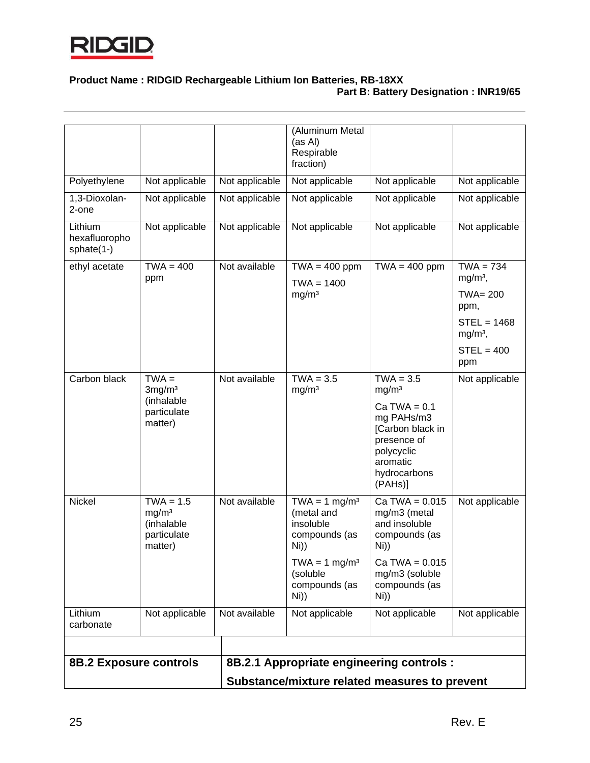**Product Name : RIDGID Rechargeable Lithium Ion Batteries, RB-18XX**
**Part B: Battery Designation : INR19/65**

| | | | | | |
|---|---|---|---|---|---|
| | | | (Aluminum Metal (as Al) Respirable fraction) | | |
| Polyethylene | Not applicable | Not applicable | Not applicable | Not applicable | Not applicable |
| 1,3-Dioxolan-2-one | Not applicable | Not applicable | Not applicable | Not applicable | Not applicable |
| Lithium hexafluorophosphate(1-) | Not applicable | Not applicable | Not applicable | Not applicable | Not applicable |
| ethyl acetate | TWA = 400 ppm | Not available | TWA = 400 ppm<br>TWA = 1400 mg/m³ | TWA = 400 ppm | TWA = 734 mg/m³,<br>TWA= 200 ppm,<br>STEL = 1468 mg/m³,<br>STEL = 400 ppm |
| Carbon black | TWA = 3mg/m³ (inhalable particulate matter) | Not available | TWA = 3.5 mg/m³ | TWA = 3.5 mg/m³<br>Ca TWA = 0.1 mg PAHs/m3 [Carbon black in presence of polycyclic aromatic hydrocarbons (PAHs)] | Not applicable |
| Nickel | TWA = 1.5 mg/m³ (inhalable particulate matter) | Not available | TWA = 1 mg/m³ (metal and insoluble compounds (as Ni))<br>TWA = 1 mg/m³ (soluble compounds (as Ni)) | Ca TWA = 0.015 mg/m3 (metal and insoluble compounds (as Ni))<br>Ca TWA = 0.015 mg/m3 (soluble compounds (as Ni)) | Not applicable |
| Lithium carbonate | Not applicable | Not available | Not applicable | Not applicable | Not applicable |

| | |
|---|---|
| **8B.2 Exposure controls** | **8B.2.1 Appropriate engineering controls :**<br>**Substance/mixture related measures to prevent** |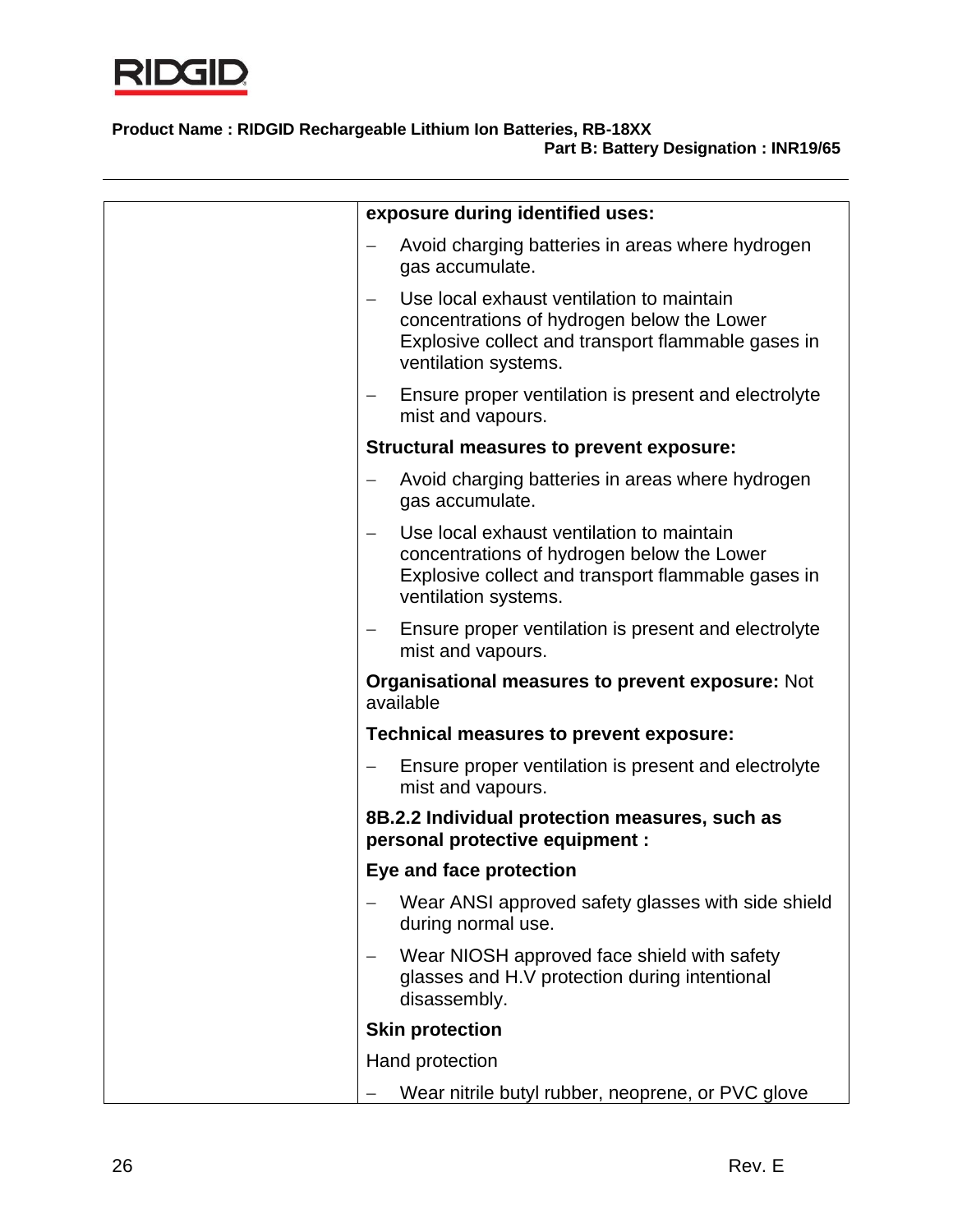| | |
|---|---|
| | **exposure during identified uses:**<br>– Avoid charging batteries in areas where hydrogen gas accumulate.<br>– Use local exhaust ventilation to maintain concentrations of hydrogen below the Lower Explosive collect and transport flammable gases in ventilation systems.<br>– Ensure proper ventilation is present and electrolyte mist and vapours.<br>**Structural measures to prevent exposure:**<br>– Avoid charging batteries in areas where hydrogen gas accumulate.<br>– Use local exhaust ventilation to maintain concentrations of hydrogen below the Lower Explosive collect and transport flammable gases in ventilation systems.<br>– Ensure proper ventilation is present and electrolyte mist and vapours.<br>**Organisational measures to prevent exposure:** Not available<br>**Technical measures to prevent exposure:**<br>– Ensure proper ventilation is present and electrolyte mist and vapours.<br>**8B.2.2 Individual protection measures, such as personal protective equipment :**<br>**Eye and face protection**<br>– Wear ANSI approved safety glasses with side shield during normal use.<br>– Wear NIOSH approved face shield with safety glasses and H.V protection during intentional disassembly.<br>**Skin protection**<br>Hand protection<br>– Wear nitrile butyl rubber, neoprene, or PVC glove |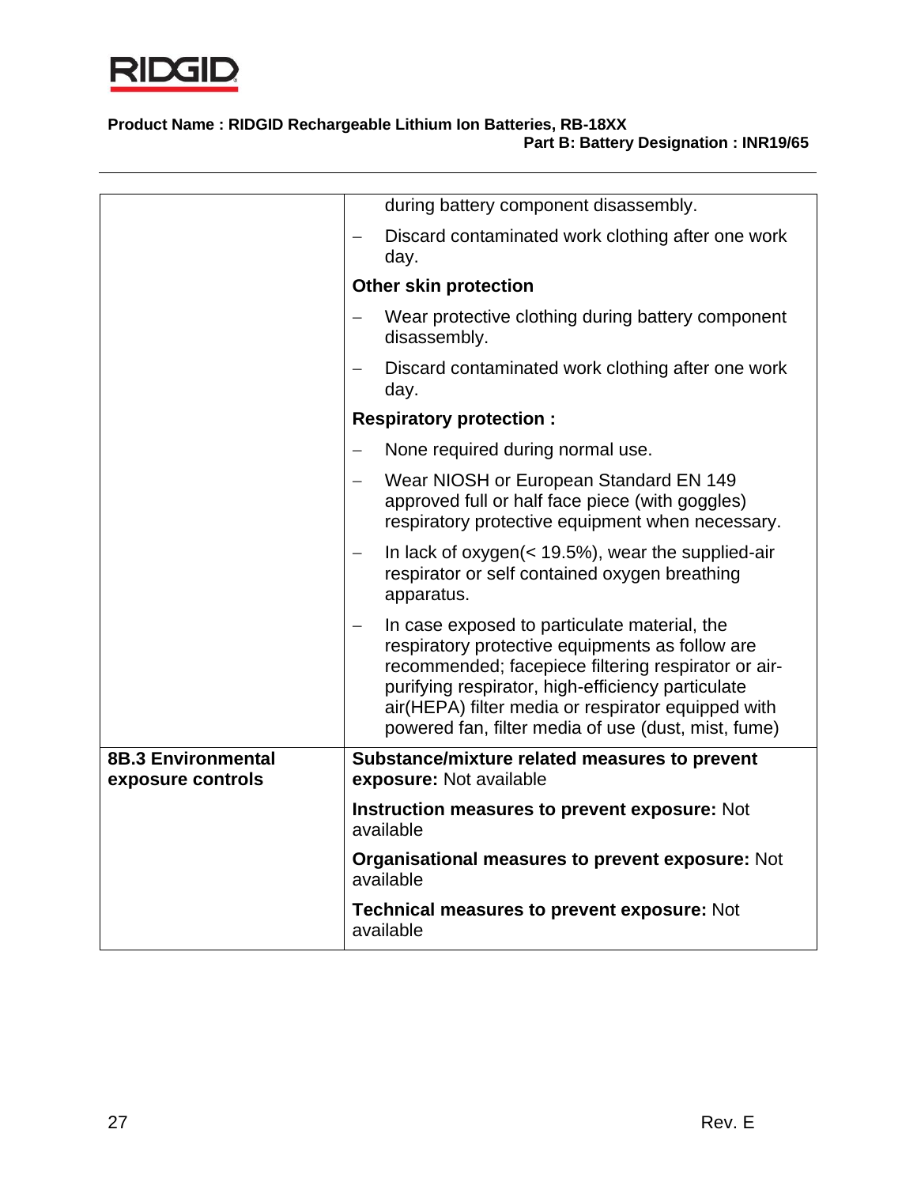| | |
|---|---|
| | during battery component disassembly.<br>– Discard contaminated work clothing after one work day.<br>**Other skin protection**<br>– Wear protective clothing during battery component disassembly.<br>– Discard contaminated work clothing after one work day.<br>**Respiratory protection :**<br>– None required during normal use.<br>– Wear NIOSH or European Standard EN 149 approved full or half face piece (with goggles) respiratory protective equipment when necessary.<br>– In lack of oxygen(< 19.5%), wear the supplied-air respirator or self contained oxygen breathing apparatus.<br>– In case exposed to particulate material, the respiratory protective equipments as follow are recommended; facepiece filtering respirator or air-purifying respirator, high-efficiency particulate air(HEPA) filter media or respirator equipped with powered fan, filter media of use (dust, mist, fume) |
| **8B.3 Environmental exposure controls** | **Substance/mixture related measures to prevent exposure:** Not available<br>**Instruction measures to prevent exposure:** Not available<br>**Organisational measures to prevent exposure:** Not available<br>**Technical measures to prevent exposure:** Not available |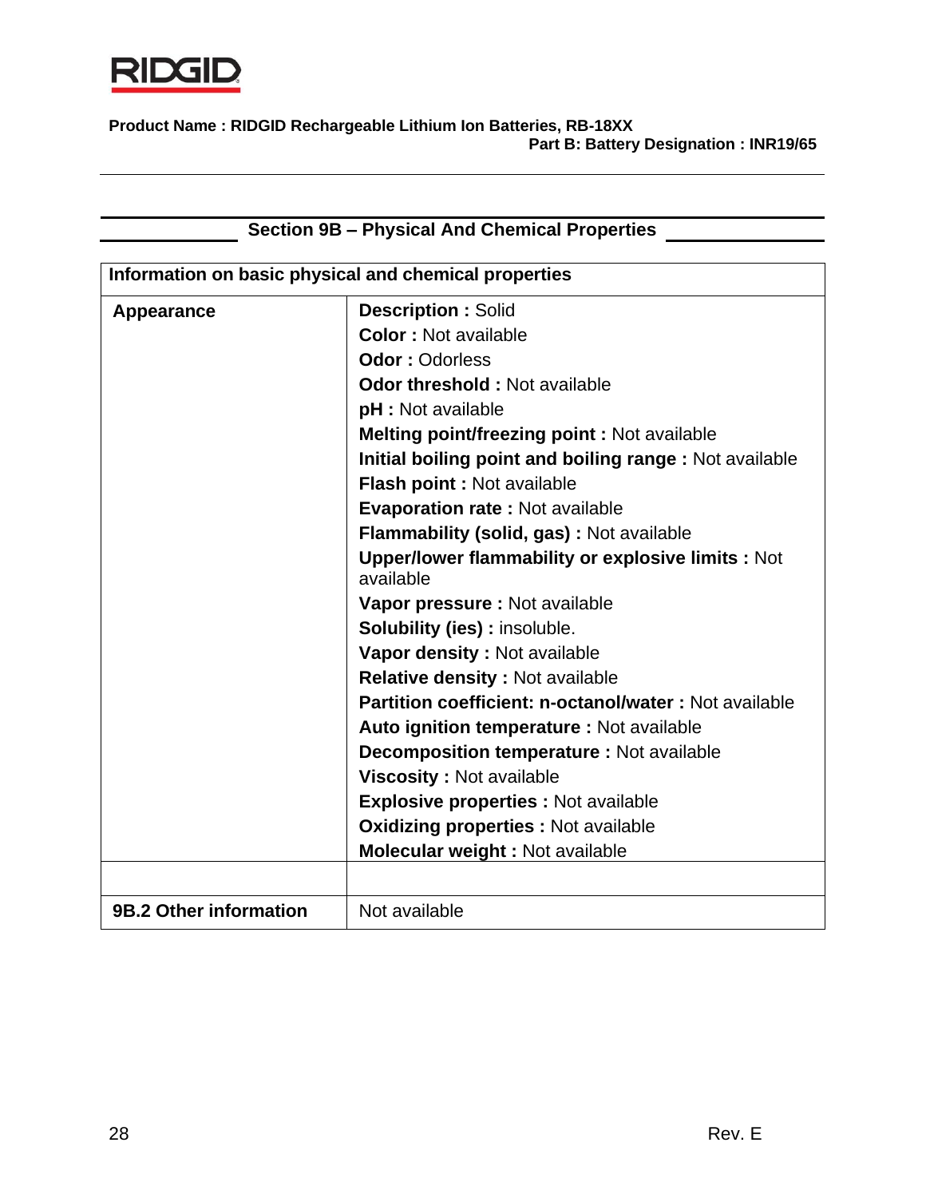**Product Name : RIDGID Rechargeable Lithium Ion Batteries, RB-18XX**
**Part B: Battery Designation : INR19/65**

## Section 9B – Physical And Chemical Properties

| Information on basic physical and chemical properties | |
|---|---|
| **Appearance** | **Description :** Solid<br>**Color :** Not available<br>**Odor :** Odorless<br>**Odor threshold :** Not available<br>**pH :** Not available<br>**Melting point/freezing point :** Not available<br>**Initial boiling point and boiling range :** Not available<br>**Flash point :** Not available<br>**Evaporation rate :** Not available<br>**Flammability (solid, gas) :** Not available<br>**Upper/lower flammability or explosive limits :** Not available<br>**Vapor pressure :** Not available<br>**Solubility (ies) :** insoluble.<br>**Vapor density :** Not available<br>**Relative density :** Not available<br>**Partition coefficient: n-octanol/water :** Not available<br>**Auto ignition temperature :** Not available<br>**Decomposition temperature :** Not available<br>**Viscosity :** Not available<br>**Explosive properties :** Not available<br>**Oxidizing properties :** Not available<br>**Molecular weight :** Not available |
| | |
| **9B.2 Other information** | Not available |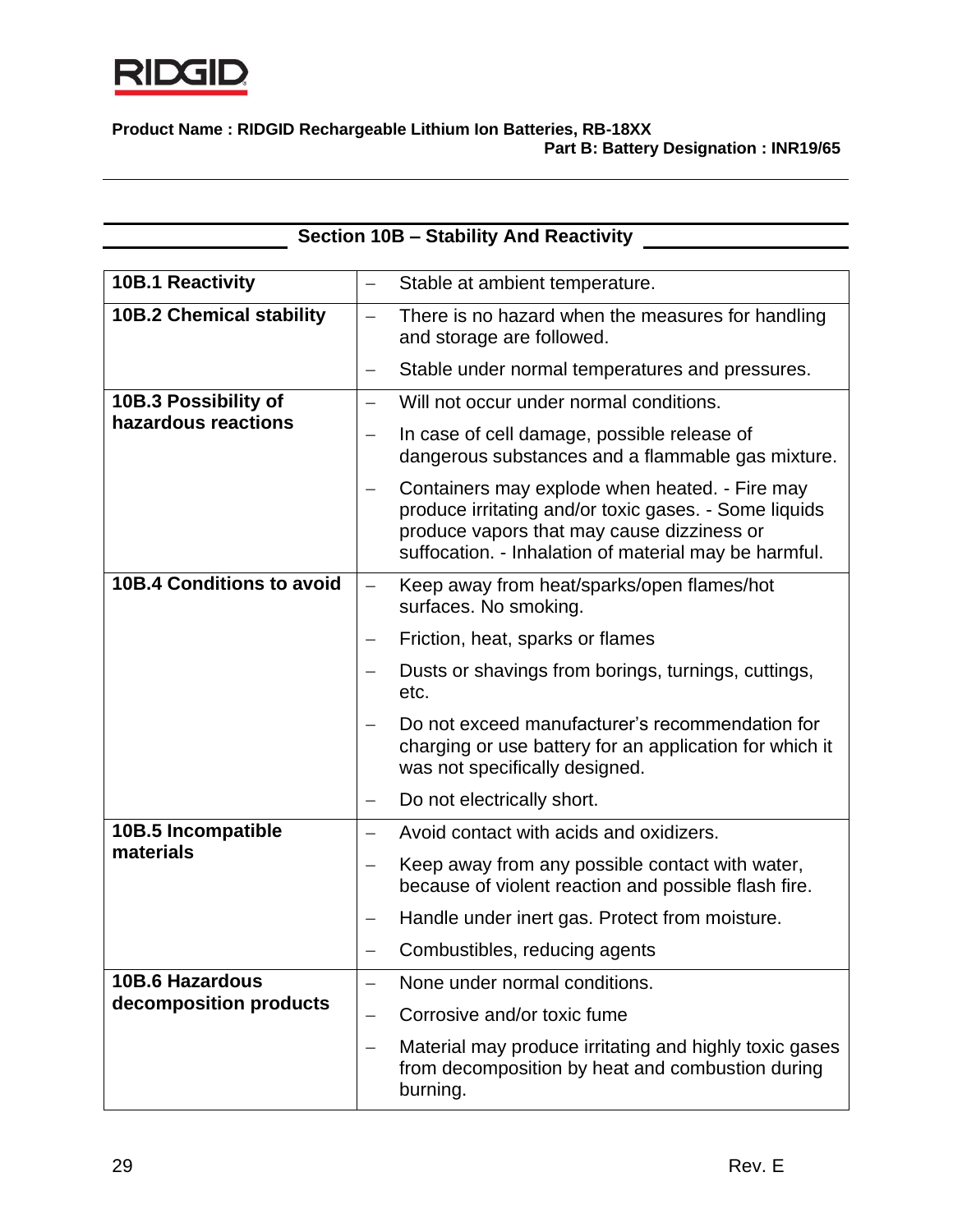**Product Name : RIDGID Rechargeable Lithium Ion Batteries, RB-18XX**
**Part B: Battery Designation : INR19/65**

## Section 10B – Stability And Reactivity

| | |
|---|---|
| **10B.1 Reactivity** | – Stable at ambient temperature. |
| **10B.2 Chemical stability** | – There is no hazard when the measures for handling and storage are followed.<br>– Stable under normal temperatures and pressures. |
| **10B.3 Possibility of hazardous reactions** | – Will not occur under normal conditions.<br>– In case of cell damage, possible release of dangerous substances and a flammable gas mixture.<br>– Containers may explode when heated. - Fire may produce irritating and/or toxic gases. - Some liquids produce vapors that may cause dizziness or suffocation. - Inhalation of material may be harmful. |
| **10B.4 Conditions to avoid** | – Keep away from heat/sparks/open flames/hot surfaces. No smoking.<br>– Friction, heat, sparks or flames<br>– Dusts or shavings from borings, turnings, cuttings, etc.<br>– Do not exceed manufacturer's recommendation for charging or use battery for an application for which it was not specifically designed.<br>– Do not electrically short. |
| **10B.5 Incompatible materials** | – Avoid contact with acids and oxidizers.<br>– Keep away from any possible contact with water, because of violent reaction and possible flash fire.<br>– Handle under inert gas. Protect from moisture.<br>– Combustibles, reducing agents |
| **10B.6 Hazardous decomposition products** | – None under normal conditions.<br>– Corrosive and/or toxic fume<br>– Material may produce irritating and highly toxic gases from decomposition by heat and combustion during burning. |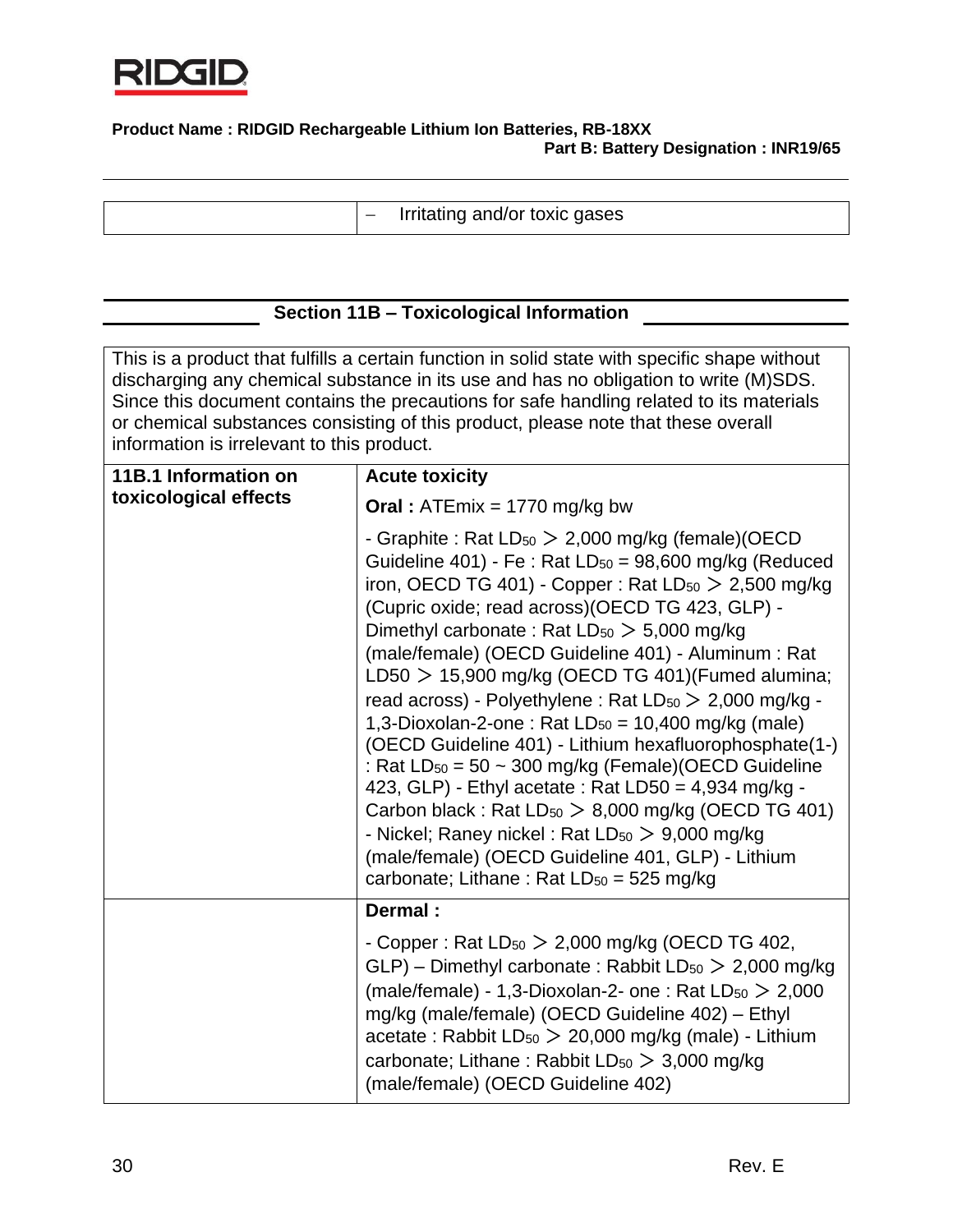| | – Irritating and/or toxic gases |
|---|---|

## Section 11B – Toxicological Information

This is a product that fulfills a certain function in solid state with specific shape without discharging any chemical substance in its use and has no obligation to write (M)SDS. Since this document contains the precautions for safe handling related to its materials or chemical substances consisting of this product, please note that these overall information is irrelevant to this product.

| | |
|---|---|
| **11B.1 Information on toxicological effects** | **Acute toxicity** |
| | **Oral :** ATEmix = 1770 mg/kg bw |
| | - Graphite : Rat $LD_{50}$ > 2,000 mg/kg (female)(OECD Guideline 401) - Fe : Rat $LD_{50}$ = 98,600 mg/kg (Reduced iron, OECD TG 401) - Copper : Rat $LD_{50}$ > 2,500 mg/kg (Cupric oxide; read across)(OECD TG 423, GLP) - Dimethyl carbonate : Rat $LD_{50}$ > 5,000 mg/kg (male/female) (OECD Guideline 401) - Aluminum : Rat LD50 > 15,900 mg/kg (OECD TG 401)(Fumed alumina; read across) - Polyethylene : Rat $LD_{50}$ > 2,000 mg/kg - 1,3-Dioxolan-2-one : Rat $LD_{50}$ = 10,400 mg/kg (male) (OECD Guideline 401) - Lithium hexafluorophosphate(1-) : Rat $LD_{50}$ = 50 ~ 300 mg/kg (Female)(OECD Guideline 423, GLP) - Ethyl acetate : Rat LD50 = 4,934 mg/kg - Carbon black : Rat $LD_{50}$ > 8,000 mg/kg (OECD TG 401) - Nickel; Raney nickel : Rat $LD_{50}$ > 9,000 mg/kg (male/female) (OECD Guideline 401, GLP) - Lithium carbonate; Lithane : Rat $LD_{50}$ = 525 mg/kg |
| | **Dermal :** |
| | - Copper : Rat $LD_{50}$ > 2,000 mg/kg (OECD TG 402, GLP) – Dimethyl carbonate : Rabbit $LD_{50}$ > 2,000 mg/kg (male/female) - 1,3-Dioxolan-2- one : Rat $LD_{50}$ > 2,000 mg/kg (male/female) (OECD Guideline 402) – Ethyl acetate : Rabbit $LD_{50}$ > 20,000 mg/kg (male) - Lithium carbonate; Lithane : Rabbit $LD_{50}$ > 3,000 mg/kg (male/female) (OECD Guideline 402) |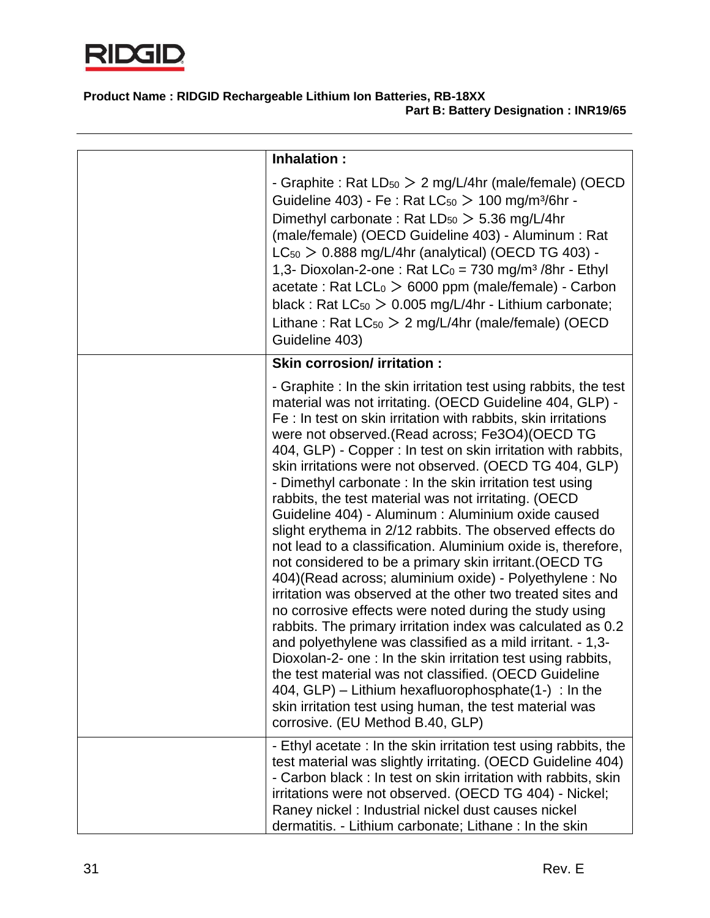**Product Name : RIDGID Rechargeable Lithium Ion Batteries, RB-18XX**
**Part B: Battery Designation : INR19/65**

| | |
|---|---|
| | **Inhalation :** - Graphite : Rat $LD_{50}$ > 2 mg/L/4hr (male/female) (OECD Guideline 403) - Fe : Rat $LC_{50}$ > 100 mg/m³/6hr - Dimethyl carbonate : Rat $LD_{50}$ > 5.36 mg/L/4hr (male/female) (OECD Guideline 403) - Aluminum : Rat $LC_{50}$ > 0.888 mg/L/4hr (analytical) (OECD TG 403) - 1,3- Dioxolan-2-one : Rat $LC_0$ = 730 mg/m³ /8hr - Ethyl acetate : Rat $LCL_0$ > 6000 ppm (male/female) - Carbon black : Rat $LC_{50}$ > 0.005 mg/L/4hr - Lithium carbonate; Lithane : Rat $LC_{50}$ > 2 mg/L/4hr (male/female) (OECD Guideline 403) |
| | **Skin corrosion/ irritation :** - Graphite : In the skin irritation test using rabbits, the test material was not irritating. (OECD Guideline 404, GLP) - Fe : In test on skin irritation with rabbits, skin irritations were not observed.(Read across; $Fe_3O_4$)(OECD TG 404, GLP) - Copper : In test on skin irritation with rabbits, skin irritations were not observed. (OECD TG 404, GLP) - Dimethyl carbonate : In the skin irritation test using rabbits, the test material was not irritating. (OECD Guideline 404) - Aluminum : Aluminium oxide caused slight erythema in 2/12 rabbits. The observed effects do not lead to a classification. Aluminium oxide is, therefore, not considered to be a primary skin irritant.(OECD TG 404)(Read across; aluminium oxide) - Polyethylene : No irritation was observed at the other two treated sites and no corrosive effects were noted during the study using rabbits. The primary irritation index was calculated as 0.2 and polyethylene was classified as a mild irritant. - 1,3- Dioxolan-2- one : In the skin irritation test using rabbits, the test material was not classified. (OECD Guideline 404, GLP) – Lithium hexafluorophosphate(1-) : In the skin irritation test using human, the test material was corrosive. (EU Method B.40, GLP) |
| | - Ethyl acetate : In the skin irritation test using rabbits, the test material was slightly irritating. (OECD Guideline 404) - Carbon black : In test on skin irritation with rabbits, skin irritations were not observed. (OECD TG 404) - Nickel; Raney nickel : Industrial nickel dust causes nickel dermatitis. - Lithium carbonate; Lithane : In the skin |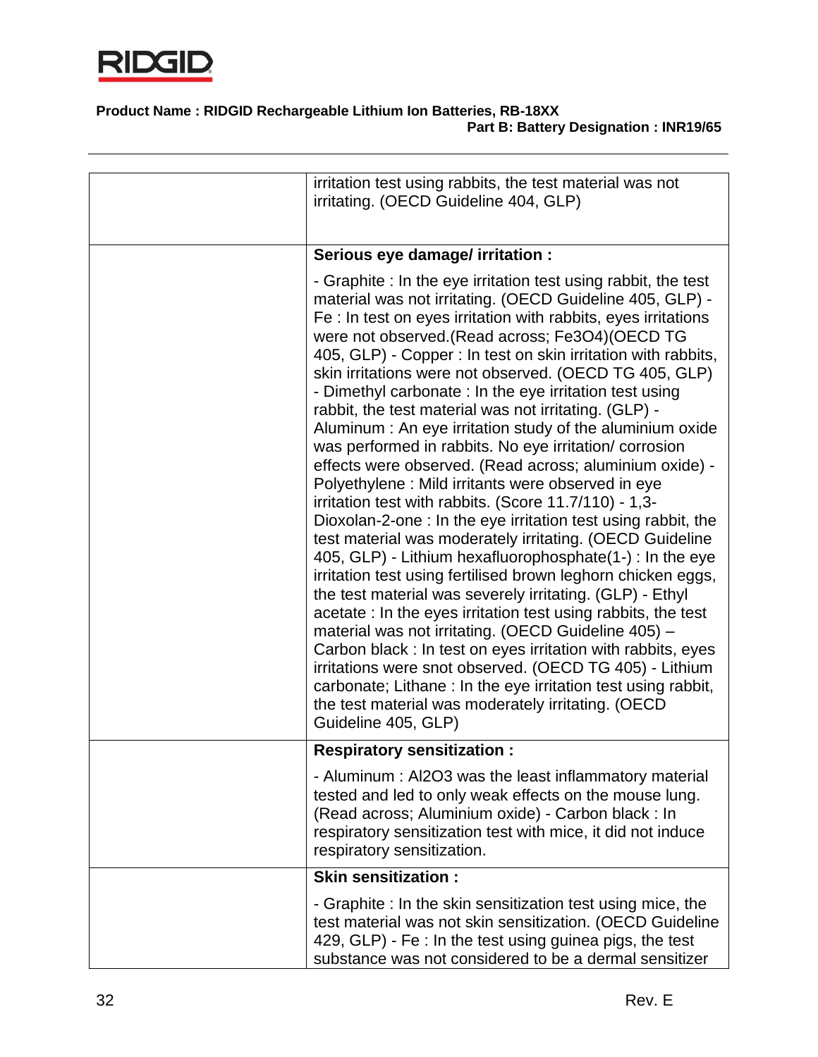| | |
|---|---|
| | irritation test using rabbits, the test material was not irritating. (OECD Guideline 404, GLP) |
| | **Serious eye damage/ irritation :**<br><br>- Graphite : In the eye irritation test using rabbit, the test material was not irritating. (OECD Guideline 405, GLP) - Fe : In test on eyes irritation with rabbits, eyes irritations were not observed.(Read across; $Fe_3O_4$)(OECD TG 405, GLP) - Copper : In test on skin irritation with rabbits, skin irritations were not observed. (OECD TG 405, GLP) - Dimethyl carbonate : In the eye irritation test using rabbit, the test material was not irritating. (GLP) - Aluminum : An eye irritation study of the aluminium oxide was performed in rabbits. No eye irritation/ corrosion effects were observed. (Read across; aluminium oxide) - Polyethylene : Mild irritants were observed in eye irritation test with rabbits. (Score 11.7/110) - 1,3-Dioxolan-2-one : In the eye irritation test using rabbit, the test material was moderately irritating. (OECD Guideline 405, GLP) - Lithium hexafluorophosphate(1-) : In the eye irritation test using fertilised brown leghorn chicken eggs, the test material was severely irritating. (GLP) - Ethyl acetate : In the eyes irritation test using rabbits, the test material was not irritating. (OECD Guideline 405) – Carbon black : In test on eyes irritation with rabbits, eyes irritations were snot observed. (OECD TG 405) - Lithium carbonate; Lithane : In the eye irritation test using rabbit, the test material was moderately irritating. (OECD Guideline 405, GLP) |
| | **Respiratory sensitization :**<br><br>- Aluminum : $Al_2O_3$ was the least inflammatory material tested and led to only weak effects on the mouse lung. (Read across; Aluminium oxide) - Carbon black : In respiratory sensitization test with mice, it did not induce respiratory sensitization. |
| | **Skin sensitization :**<br><br>- Graphite : In the skin sensitization test using mice, the test material was not skin sensitization. (OECD Guideline 429, GLP) - Fe : In the test using guinea pigs, the test substance was not considered to be a dermal sensitizer |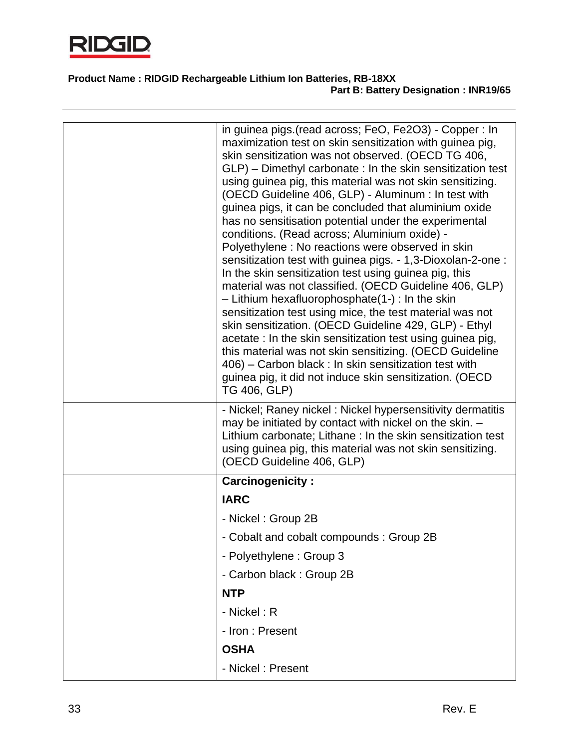| | |
|---|---|
| | in guinea pigs.(read across; FeO, Fe2O3) - Copper : In maximization test on skin sensitization with guinea pig, skin sensitization was not observed. (OECD TG 406, GLP) – Dimethyl carbonate : In the skin sensitization test using guinea pig, this material was not skin sensitizing. (OECD Guideline 406, GLP) - Aluminum : In test with guinea pigs, it can be concluded that aluminium oxide has no sensitisation potential under the experimental conditions. (Read across; Aluminium oxide) - Polyethylene : No reactions were observed in skin sensitization test with guinea pigs. - 1,3-Dioxolan-2-one : In the skin sensitization test using guinea pig, this material was not classified. (OECD Guideline 406, GLP) – Lithium hexafluorophosphate(1-) : In the skin sensitization test using mice, the test material was not skin sensitization. (OECD Guideline 429, GLP) - Ethyl acetate : In the skin sensitization test using guinea pig, this material was not skin sensitizing. (OECD Guideline 406) – Carbon black : In skin sensitization test with guinea pig, it did not induce skin sensitization. (OECD TG 406, GLP) |
| | - Nickel; Raney nickel : Nickel hypersensitivity dermatitis may be initiated by contact with nickel on the skin. – Lithium carbonate; Lithane : In the skin sensitization test using guinea pig, this material was not skin sensitizing. (OECD Guideline 406, GLP) |
| | **Carcinogenicity :**<br><br>**IARC**<br><br>- Nickel : Group 2B<br><br>- Cobalt and cobalt compounds : Group 2B<br><br>- Polyethylene : Group 3<br><br>- Carbon black : Group 2B<br><br>**NTP**<br><br>- Nickel : R<br><br>- Iron : Present<br><br>**OSHA**<br><br>- Nickel : Present |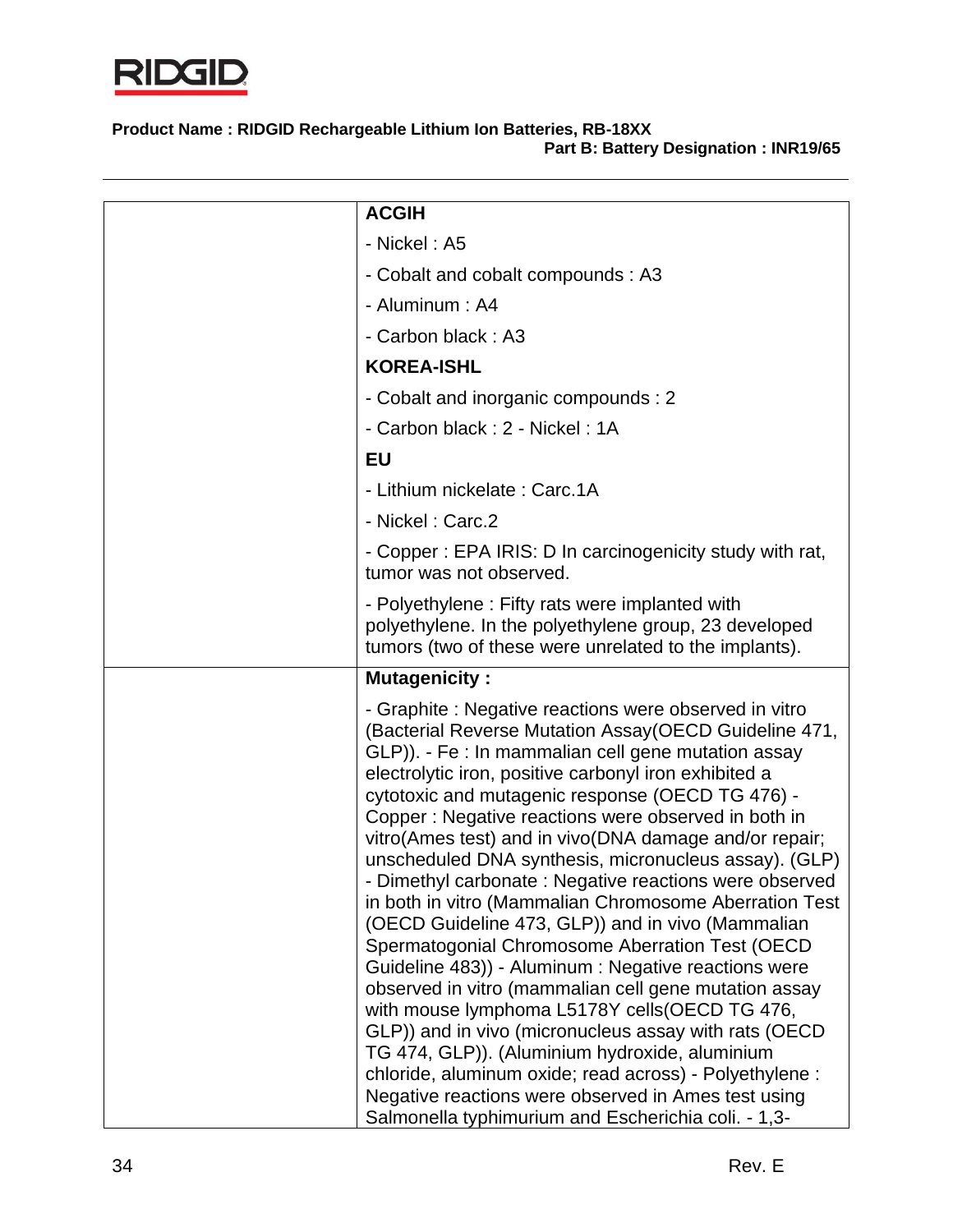**Product Name : RIDGID Rechargeable Lithium Ion Batteries, RB-18XX**
**Part B: Battery Designation : INR19/65**

| | |
|---|---|
| | **ACGIH**<br>- Nickel : A5<br>- Cobalt and cobalt compounds : A3<br>- Aluminum : A4<br>- Carbon black : A3<br>**KOREA-ISHL**<br>- Cobalt and inorganic compounds : 2<br>- Carbon black : 2 - Nickel : 1A<br>**EU**<br>- Lithium nickelate : Carc.1A<br>- Nickel : Carc.2<br>- Copper : EPA IRIS: D In carcinogenicity study with rat, tumor was not observed.<br>- Polyethylene : Fifty rats were implanted with polyethylene. In the polyethylene group, 23 developed tumors (two of these were unrelated to the implants). |
| | **Mutagenicity :**<br>- Graphite : Negative reactions were observed in vitro (Bacterial Reverse Mutation Assay(OECD Guideline 471, GLP)). - Fe : In mammalian cell gene mutation assay electrolytic iron, positive carbonyl iron exhibited a cytotoxic and mutagenic response (OECD TG 476) - Copper : Negative reactions were observed in both in vitro(Ames test) and in vivo(DNA damage and/or repair; unscheduled DNA synthesis, micronucleus assay). (GLP) - Dimethyl carbonate : Negative reactions were observed in both in vitro (Mammalian Chromosome Aberration Test (OECD Guideline 473, GLP)) and in vivo (Mammalian Spermatogonial Chromosome Aberration Test (OECD Guideline 483)) - Aluminum : Negative reactions were observed in vitro (mammalian cell gene mutation assay with mouse lymphoma L5178Y cells(OECD TG 476, GLP)) and in vivo (micronucleus assay with rats (OECD TG 474, GLP)). (Aluminium hydroxide, aluminium chloride, aluminum oxide; read across) - Polyethylene : Negative reactions were observed in Ames test using Salmonella typhimurium and Escherichia coli. - 1,3- |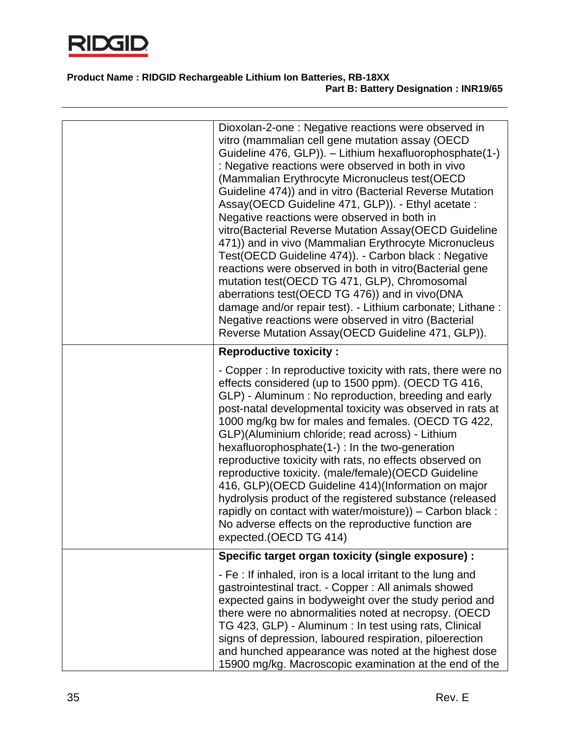| | |
|---|---|
| | Dioxolan-2-one : Negative reactions were observed in vitro (mammalian cell gene mutation assay (OECD Guideline 476, GLP)). – Lithium hexafluorophosphate(1-) : Negative reactions were observed in both in vivo (Mammalian Erythrocyte Micronucleus test(OECD Guideline 474)) and in vitro (Bacterial Reverse Mutation Assay(OECD Guideline 471, GLP)). - Ethyl acetate : Negative reactions were observed in both in vitro(Bacterial Reverse Mutation Assay(OECD Guideline 471)) and in vivo (Mammalian Erythrocyte Micronucleus Test(OECD Guideline 474)). - Carbon black : Negative reactions were observed in both in vitro(Bacterial gene mutation test(OECD TG 471, GLP), Chromosomal aberrations test(OECD TG 476)) and in vivo(DNA damage and/or repair test). - Lithium carbonate; Lithane : Negative reactions were observed in vitro (Bacterial Reverse Mutation Assay(OECD Guideline 471, GLP)). |
| | **Reproductive toxicity :**<br><br>- Copper : In reproductive toxicity with rats, there were no effects considered (up to 1500 ppm). (OECD TG 416, GLP) - Aluminum : No reproduction, breeding and early post-natal developmental toxicity was observed in rats at 1000 mg/kg bw for males and females. (OECD TG 422, GLP)(Aluminium chloride; read across) - Lithium hexafluorophosphate(1-) : In the two-generation reproductive toxicity with rats, no effects observed on reproductive toxicity. (male/female)(OECD Guideline 416, GLP)(OECD Guideline 414)(Information on major hydrolysis product of the registered substance (released rapidly on contact with water/moisture)) – Carbon black : No adverse effects on the reproductive function are expected.(OECD TG 414) |
| | **Specific target organ toxicity (single exposure) :**<br><br>- Fe : If inhaled, iron is a local irritant to the lung and gastrointestinal tract. - Copper : All animals showed expected gains in bodyweight over the study period and there were no abnormalities noted at necropsy. (OECD TG 423, GLP) - Aluminum : In test using rats, Clinical signs of depression, laboured respiration, piloerection and hunched appearance was noted at the highest dose 15900 mg/kg. Macroscopic examination at the end of the |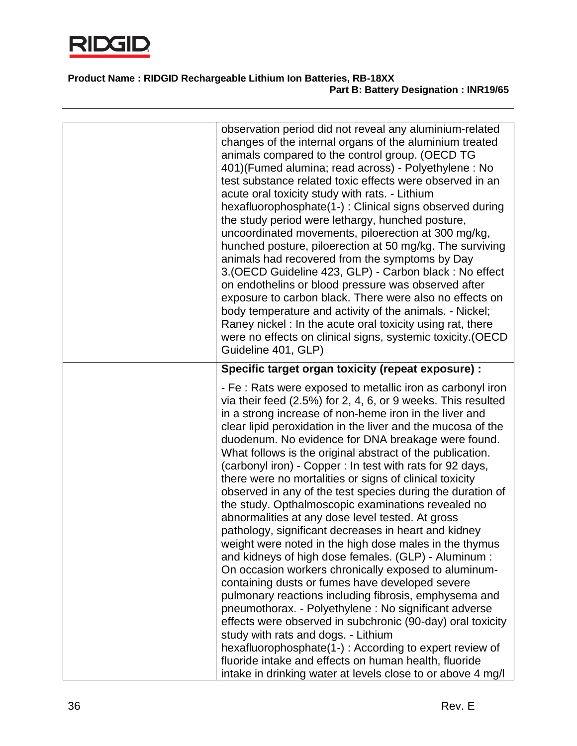| | |
|---|---|
| | observation period did not reveal any aluminium-related changes of the internal organs of the aluminium treated animals compared to the control group. (OECD TG 401)(Fumed alumina; read across) - Polyethylene : No test substance related toxic effects were observed in an acute oral toxicity study with rats. - Lithium hexafluorophosphate(1-) : Clinical signs observed during the study period were lethargy, hunched posture, uncoordinated movements, piloerection at 300 mg/kg, hunched posture, piloerection at 50 mg/kg. The surviving animals had recovered from the symptoms by Day 3.(OECD Guideline 423, GLP) - Carbon black : No effect on endothelins or blood pressure was observed after exposure to carbon black. There were also no effects on body temperature and activity of the animals. - Nickel; Raney nickel : In the acute oral toxicity using rat, there were no effects on clinical signs, systemic toxicity.(OECD Guideline 401, GLP) |
| | **Specific target organ toxicity (repeat exposure) :**<br><br>- Fe : Rats were exposed to metallic iron as carbonyl iron via their feed (2.5%) for 2, 4, 6, or 9 weeks. This resulted in a strong increase of non-heme iron in the liver and clear lipid peroxidation in the liver and the mucosa of the duodenum. No evidence for DNA breakage were found. What follows is the original abstract of the publication. (carbonyl iron) - Copper : In test with rats for 92 days, there were no mortalities or signs of clinical toxicity observed in any of the test species during the duration of the study. Opthalmoscopic examinations revealed no abnormalities at any dose level tested. At gross pathology, significant decreases in heart and kidney weight were noted in the high dose males in the thymus and kidneys of high dose females. (GLP) - Aluminum : On occasion workers chronically exposed to aluminum-containing dusts or fumes have developed severe pulmonary reactions including fibrosis, emphysema and pneumothorax. - Polyethylene : No significant adverse effects were observed in subchronic (90-day) oral toxicity study with rats and dogs. - Lithium hexafluorophosphate(1-) : According to expert review of fluoride intake and effects on human health, fluoride intake in drinking water at levels close to or above 4 mg/l |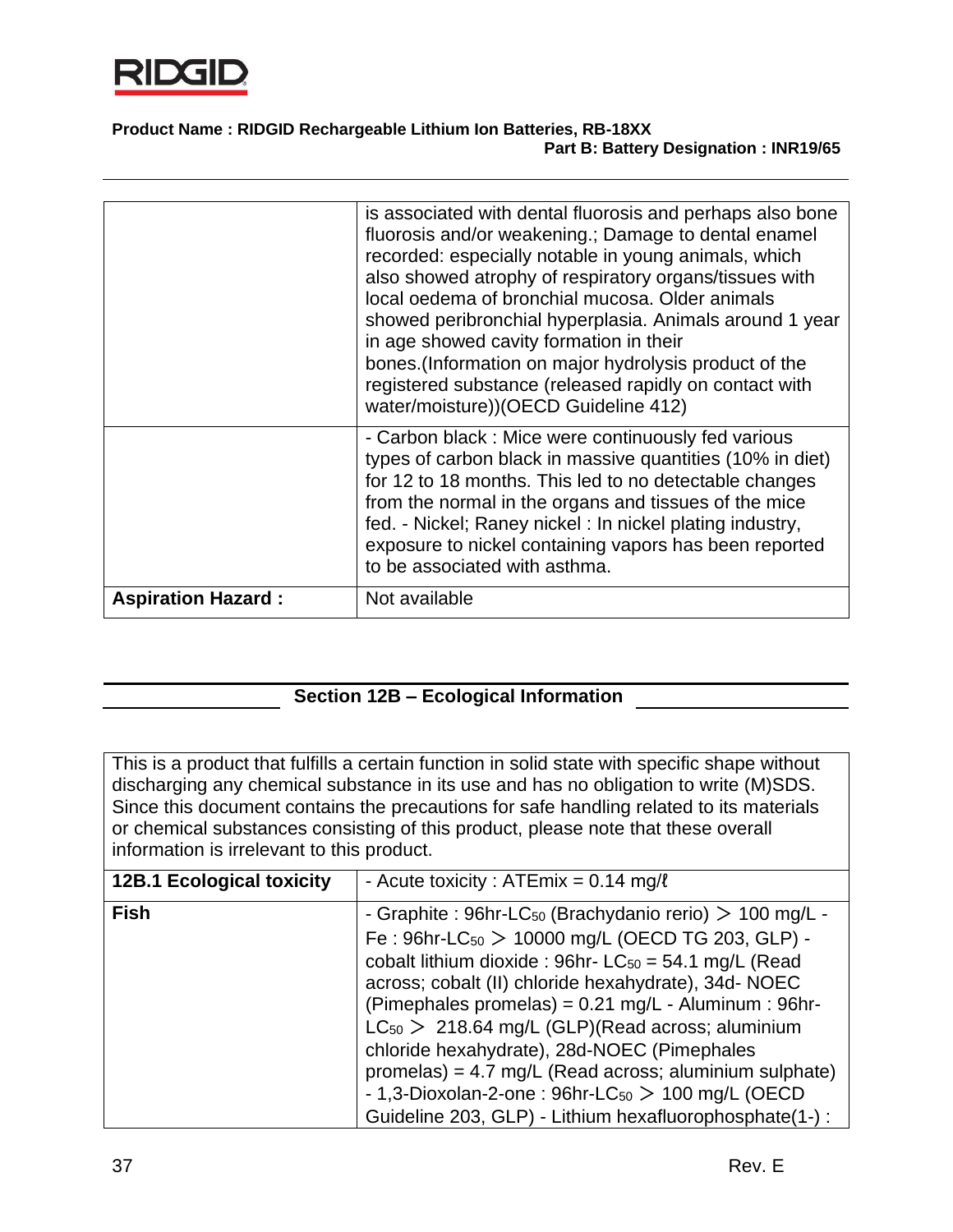| | |
|---|---|
| | is associated with dental fluorosis and perhaps also bone fluorosis and/or weakening.; Damage to dental enamel recorded: especially notable in young animals, which also showed atrophy of respiratory organs/tissues with local oedema of bronchial mucosa. Older animals showed peribronchial hyperplasia. Animals around 1 year in age showed cavity formation in their bones.(Information on major hydrolysis product of the registered substance (released rapidly on contact with water/moisture))(OECD Guideline 412) |
| | - Carbon black : Mice were continuously fed various types of carbon black in massive quantities (10% in diet) for 12 to 18 months. This led to no detectable changes from the normal in the organs and tissues of the mice fed. - Nickel; Raney nickel : In nickel plating industry, exposure to nickel containing vapors has been reported to be associated with asthma. |
| **Aspiration Hazard :** | Not available |

## Section 12B – Ecological Information

| This is a product that fulfills a certain function in solid state with specific shape without discharging any chemical substance in its use and has no obligation to write (M)SDS. Since this document contains the precautions for safe handling related to its materials or chemical substances consisting of this product, please note that these overall information is irrelevant to this product. | |
|---|---|
| **12B.1 Ecological toxicity** | - Acute toxicity : ATEmix = 0.14 mg/ℓ |
| **Fish** | - Graphite : 96hr-$LC_{50}$ (Brachydanio rerio) ＞ 100 mg/L - Fe : 96hr-$LC_{50}$ ＞ 10000 mg/L (OECD TG 203, GLP) - cobalt lithium dioxide : 96hr- $LC_{50}$ = 54.1 mg/L (Read across; cobalt (II) chloride hexahydrate), 34d- NOEC (Pimephales promelas) = 0.21 mg/L - Aluminum : 96hr-$LC_{50}$ ＞ 218.64 mg/L (GLP)(Read across; aluminium chloride hexahydrate), 28d-NOEC (Pimephales promelas) = 4.7 mg/L (Read across; aluminium sulphate) - 1,3-Dioxolan-2-one : 96hr-$LC_{50}$ ＞ 100 mg/L (OECD Guideline 203, GLP) - Lithium hexafluorophosphate(1-) : |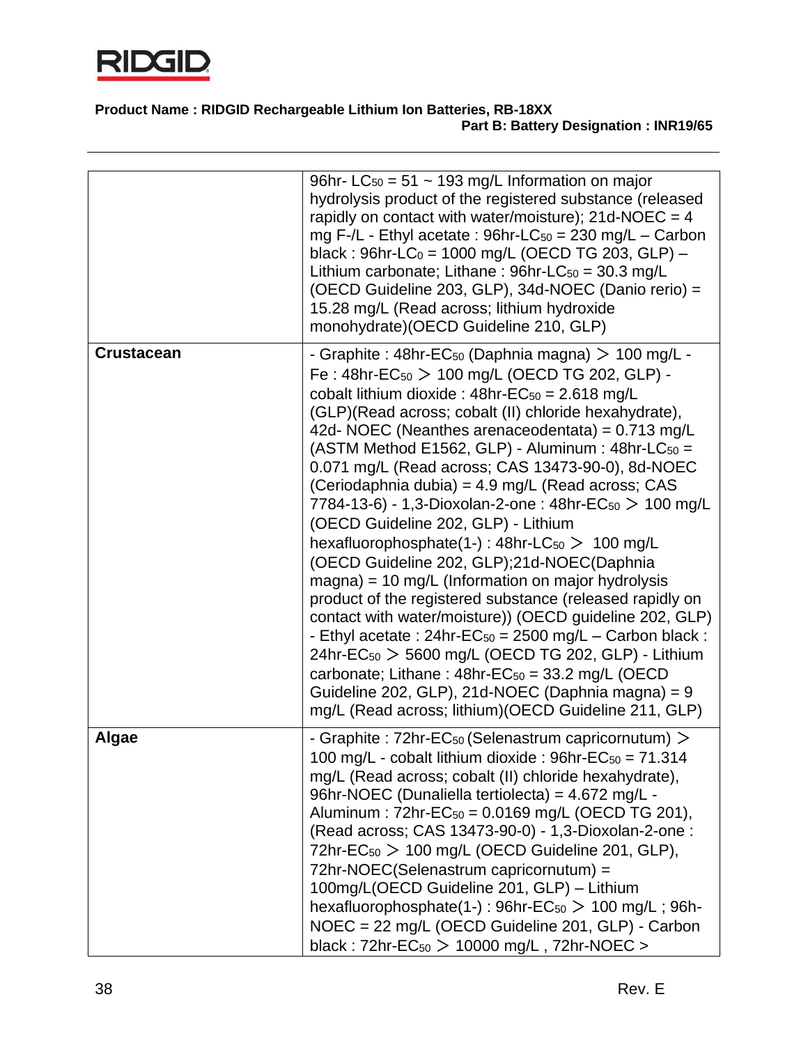| | |
|---|---|
| | 96hr- $LC_{50}$ = 51 ~ 193 mg/L Information on major hydrolysis product of the registered substance (released rapidly on contact with water/moisture); 21d-NOEC = 4 mg F-/L - Ethyl acetate : 96hr-$LC_{50}$ = 230 mg/L – Carbon black : 96hr-$LC_0$ = 1000 mg/L (OECD TG 203, GLP) – Lithium carbonate; Lithane : 96hr-$LC_{50}$ = 30.3 mg/L (OECD Guideline 203, GLP), 34d-NOEC (Danio rerio) = 15.28 mg/L (Read across; lithium hydroxide monohydrate)(OECD Guideline 210, GLP) |
| **Crustacean** | - Graphite : 48hr-$EC_{50}$ (Daphnia magna) ＞ 100 mg/L - Fe : 48hr-$EC_{50}$ ＞ 100 mg/L (OECD TG 202, GLP) - cobalt lithium dioxide : 48hr-$EC_{50}$ = 2.618 mg/L (GLP)(Read across; cobalt (II) chloride hexahydrate), 42d- NOEC (Neanthes arenaceodentata) = 0.713 mg/L (ASTM Method E1562, GLP) - Aluminum : 48hr-$LC_{50}$ = 0.071 mg/L (Read across; CAS 13473-90-0), 8d-NOEC (Ceriodaphnia dubia) = 4.9 mg/L (Read across; CAS 7784-13-6) - 1,3-Dioxolan-2-one : 48hr-$EC_{50}$ ＞ 100 mg/L (OECD Guideline 202, GLP) - Lithium hexafluorophosphate(1-) : 48hr-$LC_{50}$ ＞ 100 mg/L (OECD Guideline 202, GLP);21d-NOEC(Daphnia magna) = 10 mg/L (Information on major hydrolysis product of the registered substance (released rapidly on contact with water/moisture)) (OECD guideline 202, GLP) - Ethyl acetate : 24hr-$EC_{50}$ = 2500 mg/L – Carbon black : 24hr-$EC_{50}$ ＞ 5600 mg/L (OECD TG 202, GLP) - Lithium carbonate; Lithane : 48hr-$EC_{50}$ = 33.2 mg/L (OECD Guideline 202, GLP), 21d-NOEC (Daphnia magna) = 9 mg/L (Read across; lithium)(OECD Guideline 211, GLP) |
| **Algae** | - Graphite : 72hr-$EC_{50}$ (Selenastrum capricornutum) ＞ 100 mg/L - cobalt lithium dioxide : 96hr-$EC_{50}$ = 71.314 mg/L (Read across; cobalt (II) chloride hexahydrate), 96hr-NOEC (Dunaliella tertiolecta) = 4.672 mg/L - Aluminum : 72hr-$EC_{50}$ = 0.0169 mg/L (OECD TG 201), (Read across; CAS 13473-90-0) - 1,3-Dioxolan-2-one : 72hr-$EC_{50}$ ＞ 100 mg/L (OECD Guideline 201, GLP), 72hr-NOEC(Selenastrum capricornutum) = 100mg/L(OECD Guideline 201, GLP) – Lithium hexafluorophosphate(1-) : 96hr-$EC_{50}$ ＞ 100 mg/L ; 96h-NOEC = 22 mg/L (OECD Guideline 201, GLP) - Carbon black : 72hr-$EC_{50}$ ＞ 10000 mg/L , 72hr-NOEC > |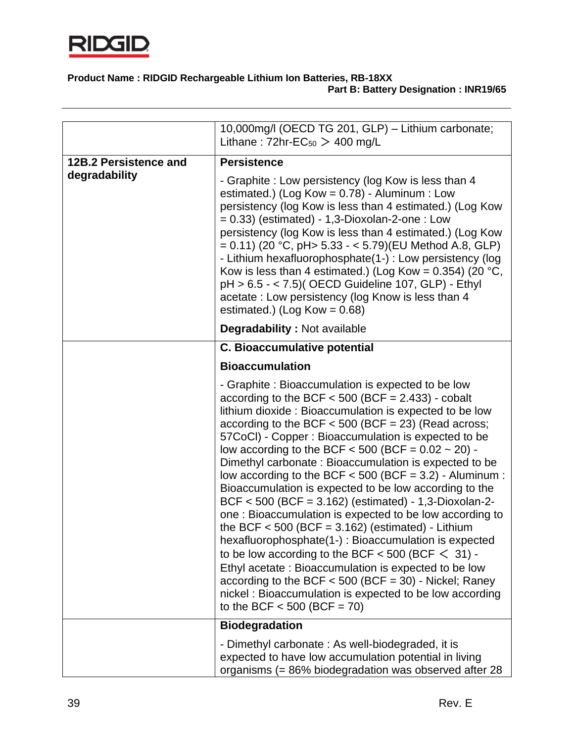**Product Name : RIDGID Rechargeable Lithium Ion Batteries, RB-18XX**

**Part B: Battery Designation : INR19/65**

| | |
|---|---|
| | 10,000mg/l (OECD TG 201, GLP) – Lithium carbonate; Lithane : 72hr-$EC_{50}$ ＞ 400 mg/L |
| **12B.2 Persistence and degradability** | **Persistence**<br><br>- Graphite : Low persistency (log Kow is less than 4 estimated.) (Log Kow = 0.78) - Aluminum : Low persistency (log Kow is less than 4 estimated.) (Log Kow = 0.33) (estimated) - 1,3-Dioxolan-2-one : Low persistency (log Kow is less than 4 estimated.) (Log Kow = 0.11) (20 °C, pH> 5.33 - < 5.79)(EU Method A.8, GLP) - Lithium hexafluorophosphate(1-) : Low persistency (log Kow is less than 4 estimated.) (Log Kow = 0.354) (20 °C, pH > 6.5 - < 7.5)( OECD Guideline 107, GLP) - Ethyl acetate : Low persistency (log Know is less than 4 estimated.) (Log Kow = 0.68)<br><br>**Degradability :** Not available |
| | **C. Bioaccumulative potential**<br><br>**Bioaccumulation**<br><br>- Graphite : Bioaccumulation is expected to be low according to the BCF < 500 (BCF = 2.433) - cobalt lithium dioxide : Bioaccumulation is expected to be low according to the BCF < 500 (BCF = 23) (Read across; 57CoCl) - Copper : Bioaccumulation is expected to be low according to the BCF < 500 (BCF = 0.02 ~ 20) - Dimethyl carbonate : Bioaccumulation is expected to be low according to the BCF < 500 (BCF = 3.2) - Aluminum : Bioaccumulation is expected to be low according to the BCF < 500 (BCF = 3.162) (estimated) - 1,3-Dioxolan-2-one : Bioaccumulation is expected to be low according to the BCF < 500 (BCF = 3.162) (estimated) - Lithium hexafluorophosphate(1-) : Bioaccumulation is expected to be low according to the BCF < 500 (BCF ＜ 31) - Ethyl acetate : Bioaccumulation is expected to be low according to the BCF < 500 (BCF = 30) - Nickel; Raney nickel : Bioaccumulation is expected to be low according to the BCF < 500 (BCF = 70) |
| | **Biodegradation**<br><br>- Dimethyl carbonate : As well-biodegraded, it is expected to have low accumulation potential in living organisms (= 86% biodegradation was observed after 28 |

Rev. E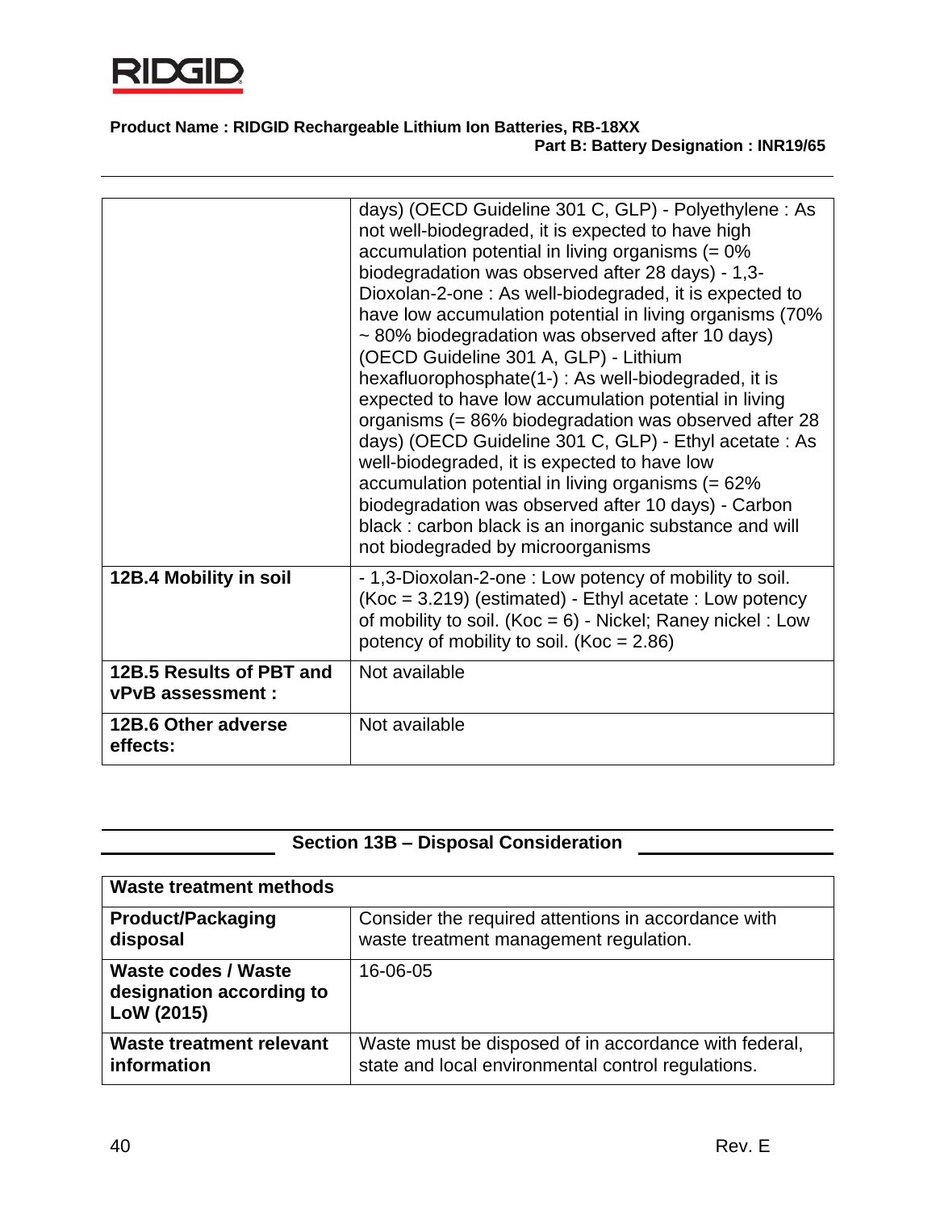| | |
|---|---|
| | days) (OECD Guideline 301 C, GLP) - Polyethylene : As not well-biodegraded, it is expected to have high accumulation potential in living organisms (= 0% biodegradation was observed after 28 days) - 1,3-Dioxolan-2-one : As well-biodegraded, it is expected to have low accumulation potential in living organisms (70% ~ 80% biodegradation was observed after 10 days) (OECD Guideline 301 A, GLP) - Lithium hexafluorophosphate(1-) : As well-biodegraded, it is expected to have low accumulation potential in living organisms (= 86% biodegradation was observed after 28 days) (OECD Guideline 301 C, GLP) - Ethyl acetate : As well-biodegraded, it is expected to have low accumulation potential in living organisms (= 62% biodegradation was observed after 10 days) - Carbon black : carbon black is an inorganic substance and will not biodegraded by microorganisms |
| **12B.4 Mobility in soil** | - 1,3-Dioxolan-2-one : Low potency of mobility to soil. (Koc = 3.219) (estimated) - Ethyl acetate : Low potency of mobility to soil. (Koc = 6) - Nickel; Raney nickel : Low potency of mobility to soil. (Koc = 2.86) |
| **12B.5 Results of PBT and vPvB assessment :** | Not available |
| **12B.6 Other adverse effects:** | Not available |

## Section 13B – Disposal Consideration

| **Waste treatment methods** | |
|---|---|
| **Product/Packaging disposal** | Consider the required attentions in accordance with waste treatment management regulation. |
| **Waste codes / Waste designation according to LoW (2015)** | 16-06-05 |
| **Waste treatment relevant information** | Waste must be disposed of in accordance with federal, state and local environmental control regulations. |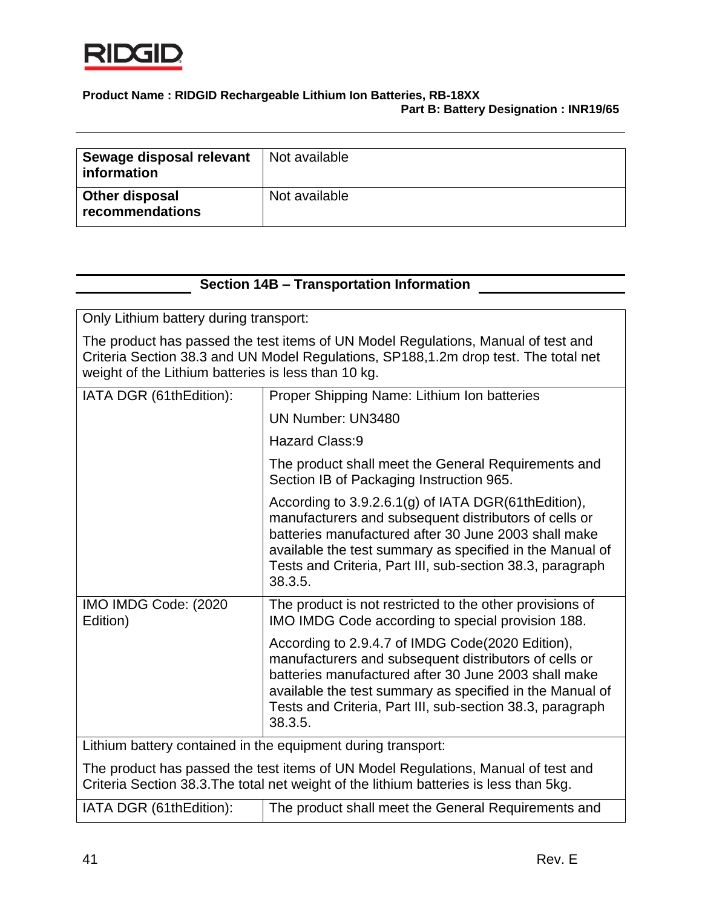| Sewage disposal relevant information | Not available |
|---|---|
| Other disposal recommendations | Not available |

## Section 14B – Transportation Information

| Only Lithium battery during transport: The product has passed the test items of UN Model Regulations, Manual of test and Criteria Section 38.3 and UN Model Regulations, SP188,1.2m drop test. The total net weight of the Lithium batteries is less than 10 kg. | |
|---|---|
| IATA DGR (61thEdition): | Proper Shipping Name: Lithium Ion batteries<br>UN Number: UN3480<br>Hazard Class:9<br>The product shall meet the General Requirements and Section IB of Packaging Instruction 965.<br>According to 3.9.2.6.1(g) of IATA DGR(61thEdition), manufacturers and subsequent distributors of cells or batteries manufactured after 30 June 2003 shall make available the test summary as specified in the Manual of Tests and Criteria, Part III, sub-section 38.3, paragraph 38.3.5. |
| IMO IMDG Code: (2020 Edition) | The product is not restricted to the other provisions of IMO IMDG Code according to special provision 188.<br>According to 2.9.4.7 of IMDG Code(2020 Edition), manufacturers and subsequent distributors of cells or batteries manufactured after 30 June 2003 shall make available the test summary as specified in the Manual of Tests and Criteria, Part III, sub-section 38.3, paragraph 38.3.5. |
| Lithium battery contained in the equipment during transport: The product has passed the test items of UN Model Regulations, Manual of test and Criteria Section 38.3.The total net weight of the lithium batteries is less than 5kg. | |
| IATA DGR (61thEdition): | The product shall meet the General Requirements and |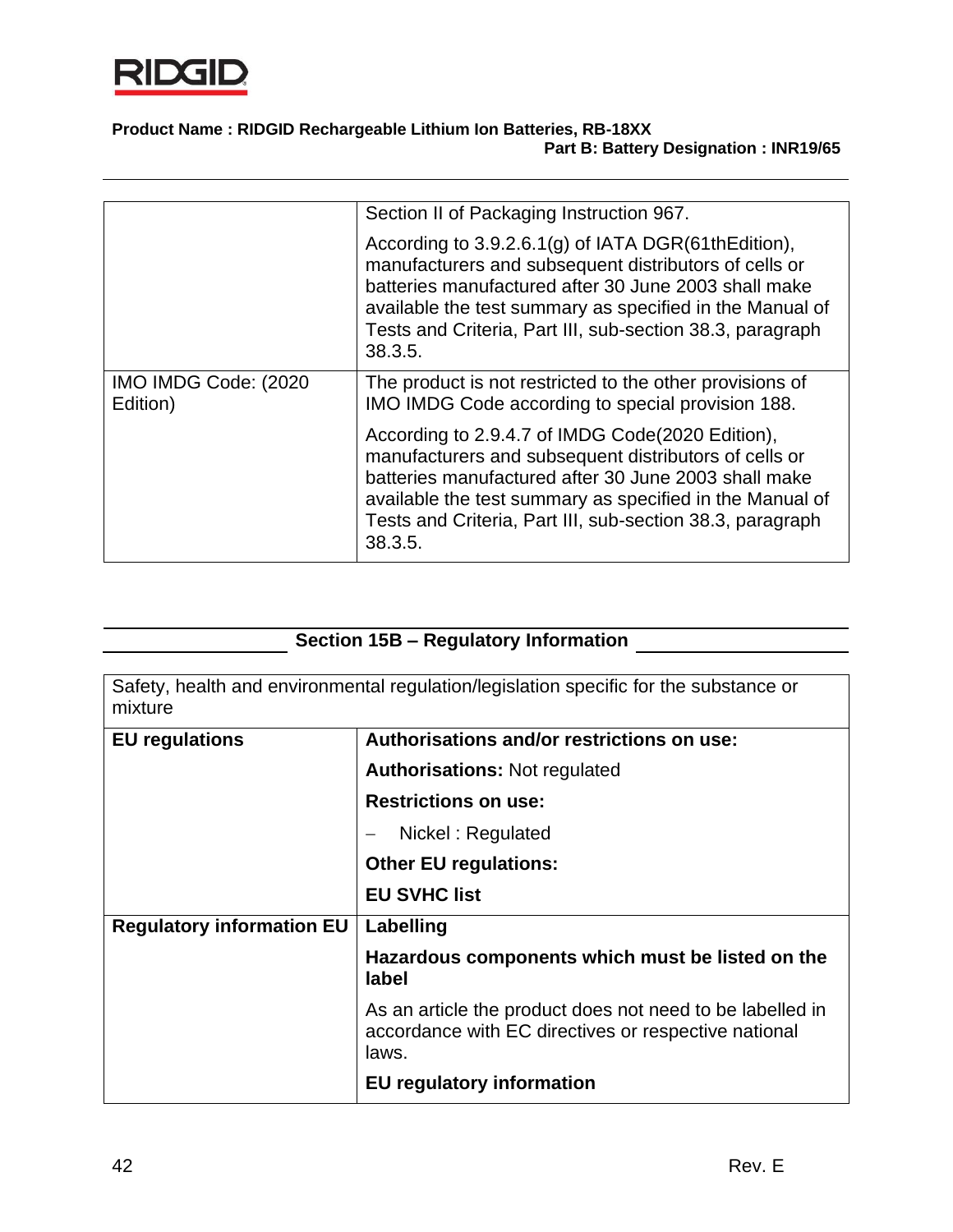| | |
|---|---|
| | Section II of Packaging Instruction 967.<br><br>According to 3.9.2.6.1(g) of IATA DGR(61thEdition), manufacturers and subsequent distributors of cells or batteries manufactured after 30 June 2003 shall make available the test summary as specified in the Manual of Tests and Criteria, Part III, sub-section 38.3, paragraph 38.3.5. |
| IMO IMDG Code: (2020 Edition) | The product is not restricted to the other provisions of IMO IMDG Code according to special provision 188.<br><br>According to 2.9.4.7 of IMDG Code(2020 Edition), manufacturers and subsequent distributors of cells or batteries manufactured after 30 June 2003 shall make available the test summary as specified in the Manual of Tests and Criteria, Part III, sub-section 38.3, paragraph 38.3.5. |

## Section 15B – Regulatory Information

| Safety, health and environmental regulation/legislation specific for the substance or mixture | |
|---|---|
| **EU regulations** | **Authorisations and/or restrictions on use:**<br><br>**Authorisations:** Not regulated<br><br>**Restrictions on use:**<br><br>– Nickel : Regulated<br><br>**Other EU regulations:**<br><br>**EU SVHC list** |
| **Regulatory information EU** | **Labelling**<br><br>**Hazardous components which must be listed on the label**<br><br>As an article the product does not need to be labelled in accordance with EC directives or respective national laws.<br><br>**EU regulatory information** |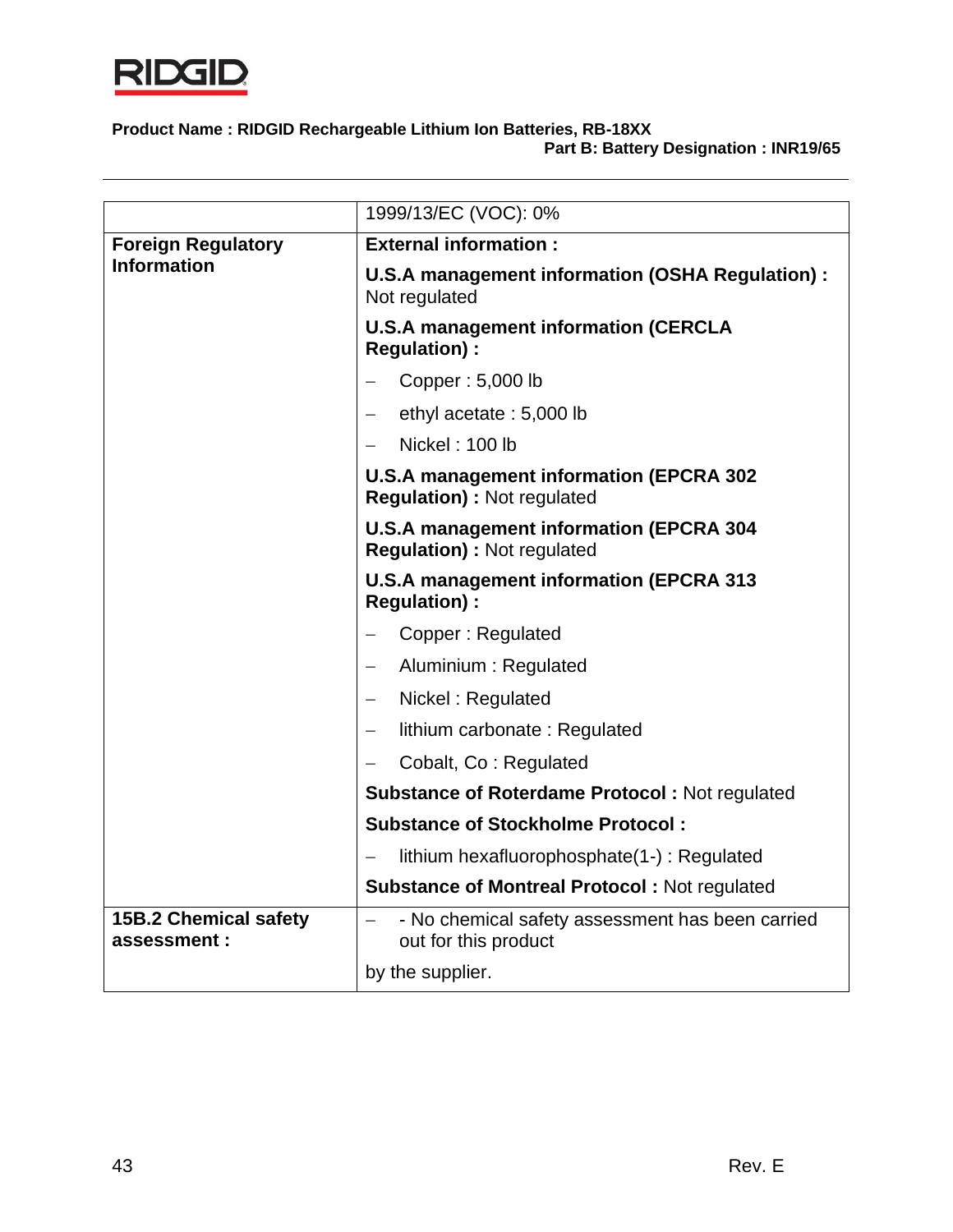| | |
|---|---|
| | 1999/13/EC (VOC): 0% |
| **Foreign Regulatory Information** | **External information :**<br>**U.S.A management information (OSHA Regulation) :** Not regulated<br>**U.S.A management information (CERCLA Regulation) :**<br>– Copper : 5,000 lb<br>– ethyl acetate : 5,000 lb<br>– Nickel : 100 lb<br>**U.S.A management information (EPCRA 302 Regulation) :** Not regulated<br>**U.S.A management information (EPCRA 304 Regulation) :** Not regulated<br>**U.S.A management information (EPCRA 313 Regulation) :**<br>– Copper : Regulated<br>– Aluminium : Regulated<br>– Nickel : Regulated<br>– lithium carbonate : Regulated<br>– Cobalt, Co : Regulated<br>**Substance of Roterdame Protocol :** Not regulated<br>**Substance of Stockholme Protocol :**<br>– lithium hexafluorophosphate(1-) : Regulated<br>**Substance of Montreal Protocol :** Not regulated |
| **15B.2 Chemical safety assessment :** | – - No chemical safety assessment has been carried out for this product<br>by the supplier. |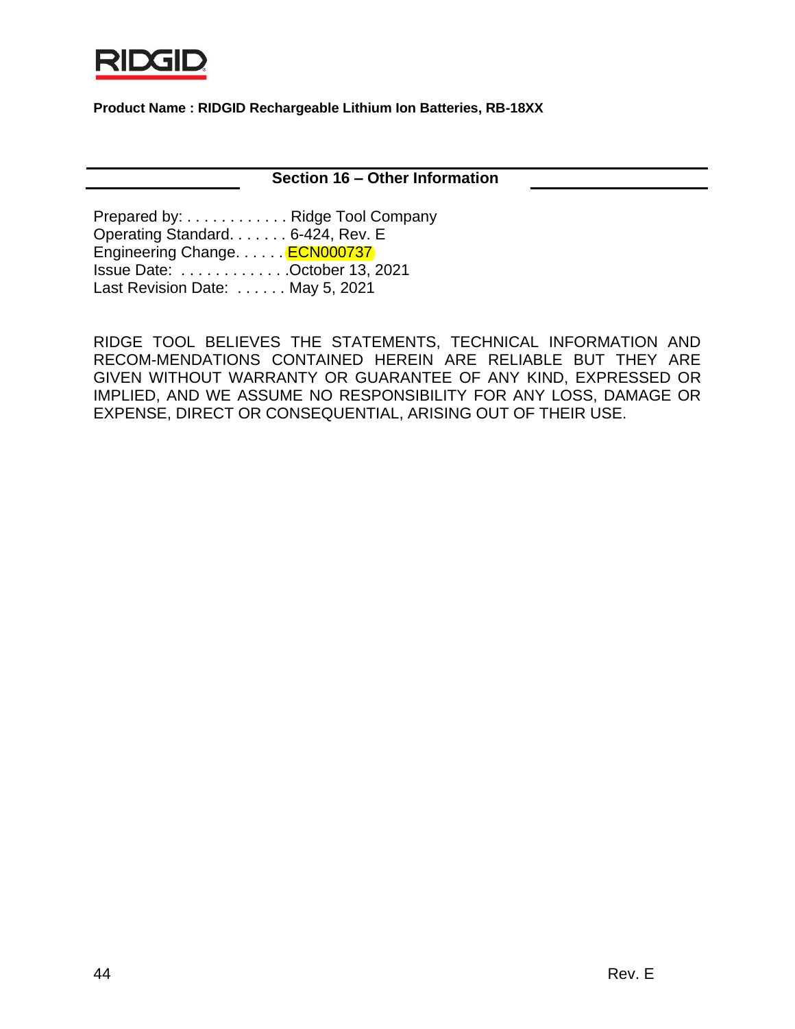**Product Name : RIDGID Rechargeable Lithium Ion Batteries, RB-18XX**

## Section 16 – Other Information

Prepared by: . . . . . . . . . . . . Ridge Tool Company
Operating Standard. . . . . . . 6-424, Rev. E
Engineering Change. . . . . . ECN000737
Issue Date: . . . . . . . . . . . . .October 13, 2021
Last Revision Date: . . . . . . May 5, 2021

RIDGE TOOL BELIEVES THE STATEMENTS, TECHNICAL INFORMATION AND RECOM-MENDATIONS CONTAINED HEREIN ARE RELIABLE BUT THEY ARE GIVEN WITHOUT WARRANTY OR GUARANTEE OF ANY KIND, EXPRESSED OR IMPLIED, AND WE ASSUME NO RESPONSIBILITY FOR ANY LOSS, DAMAGE OR EXPENSE, DIRECT OR CONSEQUENTIAL, ARISING OUT OF THEIR USE.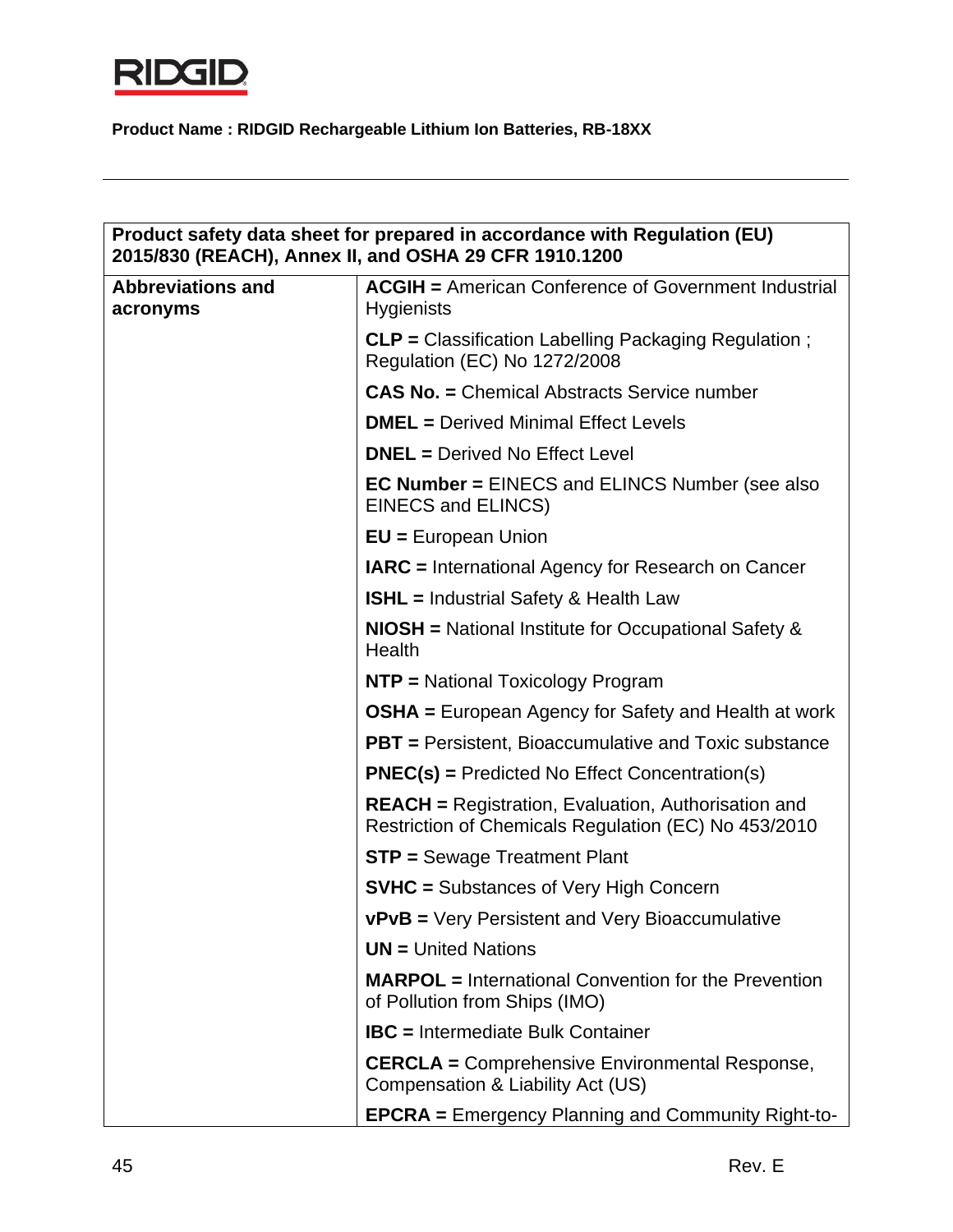**Product Name : RIDGID Rechargeable Lithium Ion Batteries, RB-18XX**

| Product safety data sheet for prepared in accordance with Regulation (EU) 2015/830 (REACH), Annex II, and OSHA 29 CFR 1910.1200 | |
|---|---|
| **Abbreviations and acronyms** | **ACGIH =** American Conference of Government Industrial Hygienists |
| | **CLP =** Classification Labelling Packaging Regulation ; Regulation (EC) No 1272/2008 |
| | **CAS No. =** Chemical Abstracts Service number |
| | **DMEL =** Derived Minimal Effect Levels |
| | **DNEL =** Derived No Effect Level |
| | **EC Number =** EINECS and ELINCS Number (see also EINECS and ELINCS) |
| | **EU =** European Union |
| | **IARC =** International Agency for Research on Cancer |
| | **ISHL =** Industrial Safety & Health Law |
| | **NIOSH =** National Institute for Occupational Safety & Health |
| | **NTP =** National Toxicology Program |
| | **OSHA =** European Agency for Safety and Health at work |
| | **PBT =** Persistent, Bioaccumulative and Toxic substance |
| | **PNEC(s) =** Predicted No Effect Concentration(s) |
| | **REACH =** Registration, Evaluation, Authorisation and Restriction of Chemicals Regulation (EC) No 453/2010 |
| | **STP =** Sewage Treatment Plant |
| | **SVHC =** Substances of Very High Concern |
| | **vPvB =** Very Persistent and Very Bioaccumulative |
| | **UN =** United Nations |
| | **MARPOL =** International Convention for the Prevention of Pollution from Ships (IMO) |
| | **IBC =** Intermediate Bulk Container |
| | **CERCLA =** Comprehensive Environmental Response, Compensation & Liability Act (US) |
| | **EPCRA =** Emergency Planning and Community Right-to- |

Rev. E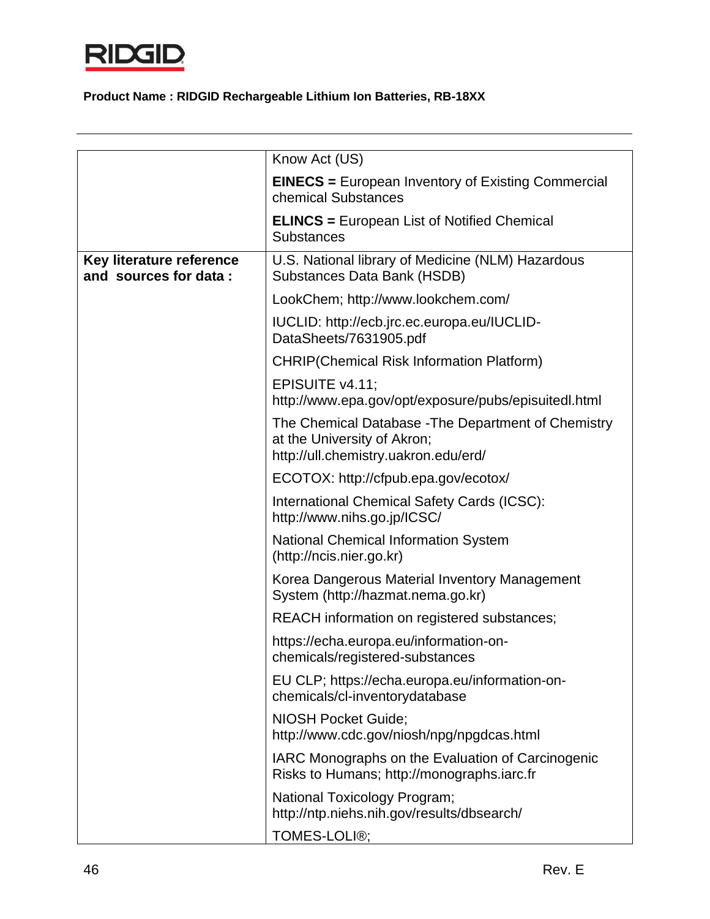**Product Name : RIDGID Rechargeable Lithium Ion Batteries, RB-18XX**

| | |
|---|---|
| | Know Act (US) |
| | **EINECS =** European Inventory of Existing Commercial chemical Substances |
| | **ELINCS =** European List of Notified Chemical Substances |
| **Key literature reference and sources for data :** | U.S. National library of Medicine (NLM) Hazardous Substances Data Bank (HSDB) |
| | LookChem; http://www.lookchem.com/ |
| | IUCLID: http://ecb.jrc.ec.europa.eu/IUCLID-DataSheets/7631905.pdf |
| | CHRIP(Chemical Risk Information Platform) |
| | EPISUITE v4.11; http://www.epa.gov/opt/exposure/pubs/episuitedl.html |
| | The Chemical Database -The Department of Chemistry at the University of Akron; http://ull.chemistry.uakron.edu/erd/ |
| | ECOTOX: http://cfpub.epa.gov/ecotox/ |
| | International Chemical Safety Cards (ICSC): http://www.nihs.go.jp/ICSC/ |
| | National Chemical Information System (http://ncis.nier.go.kr) |
| | Korea Dangerous Material Inventory Management System (http://hazmat.nema.go.kr) |
| | REACH information on registered substances; |
| | https://echa.europa.eu/information-on-chemicals/registered-substances |
| | EU CLP; https://echa.europa.eu/information-on-chemicals/cl-inventorydatabase |
| | NIOSH Pocket Guide; http://www.cdc.gov/niosh/npg/npgdcas.html |
| | IARC Monographs on the Evaluation of Carcinogenic Risks to Humans; http://monographs.iarc.fr |
| | National Toxicology Program; http://ntp.niehs.nih.gov/results/dbsearch/ |
| | TOMES-LOLI®; |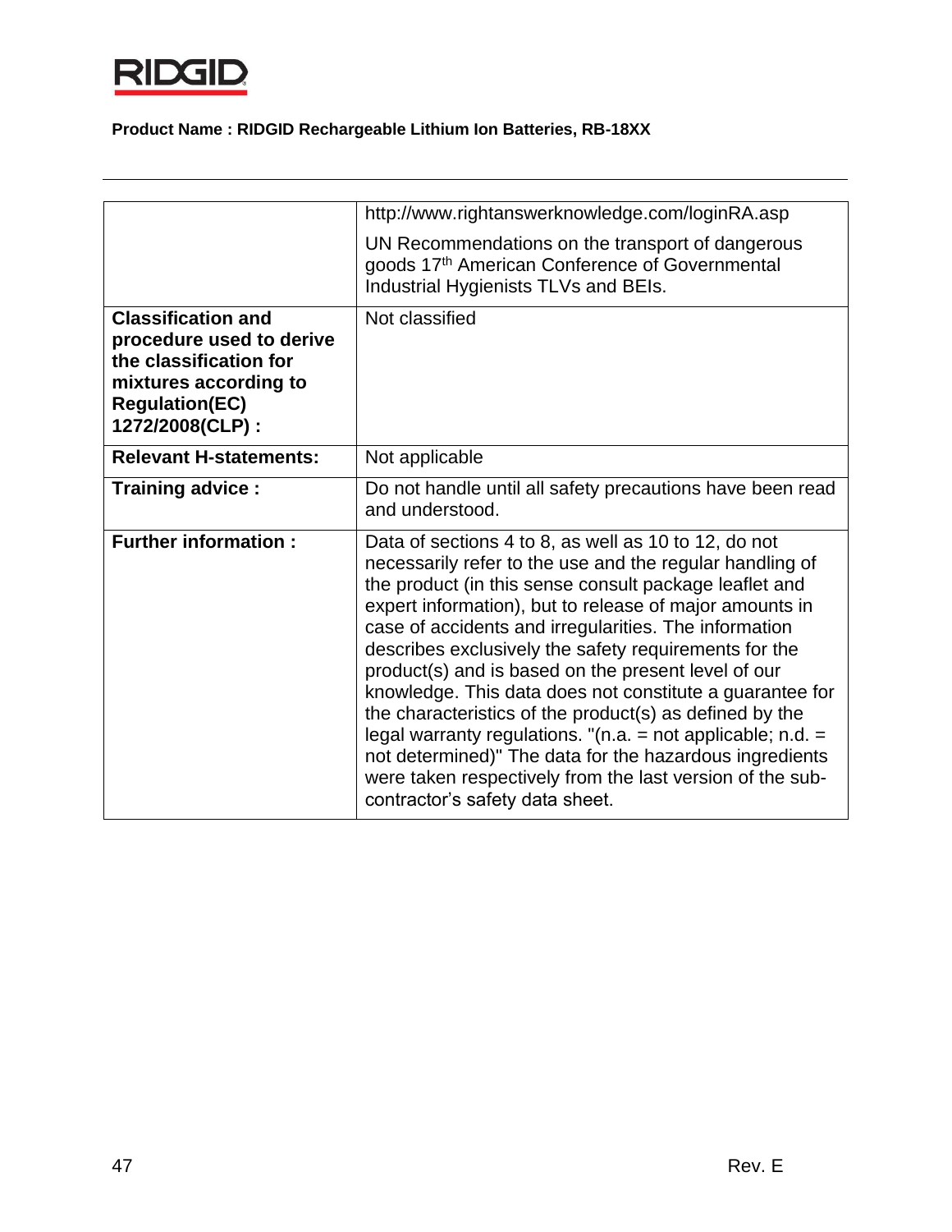**Product Name : RIDGID Rechargeable Lithium Ion Batteries, RB-18XX**

| | |
|---|---|
| | http://www.rightanswerknowledge.com/loginRA.asp<br><br>UN Recommendations on the transport of dangerous goods 17th American Conference of Governmental Industrial Hygienists TLVs and BEIs. |
| **Classification and procedure used to derive the classification for mixtures according to Regulation(EC) 1272/2008(CLP) :** | Not classified |
| **Relevant H-statements:** | Not applicable |
| **Training advice :** | Do not handle until all safety precautions have been read and understood. |
| **Further information :** | Data of sections 4 to 8, as well as 10 to 12, do not necessarily refer to the use and the regular handling of the product (in this sense consult package leaflet and expert information), but to release of major amounts in case of accidents and irregularities. The information describes exclusively the safety requirements for the product(s) and is based on the present level of our knowledge. This data does not constitute a guarantee for the characteristics of the product(s) as defined by the legal warranty regulations. "(n.a. = not applicable; n.d. = not determined)" The data for the hazardous ingredients were taken respectively from the last version of the sub-contractor's safety data sheet. |

Rev. E